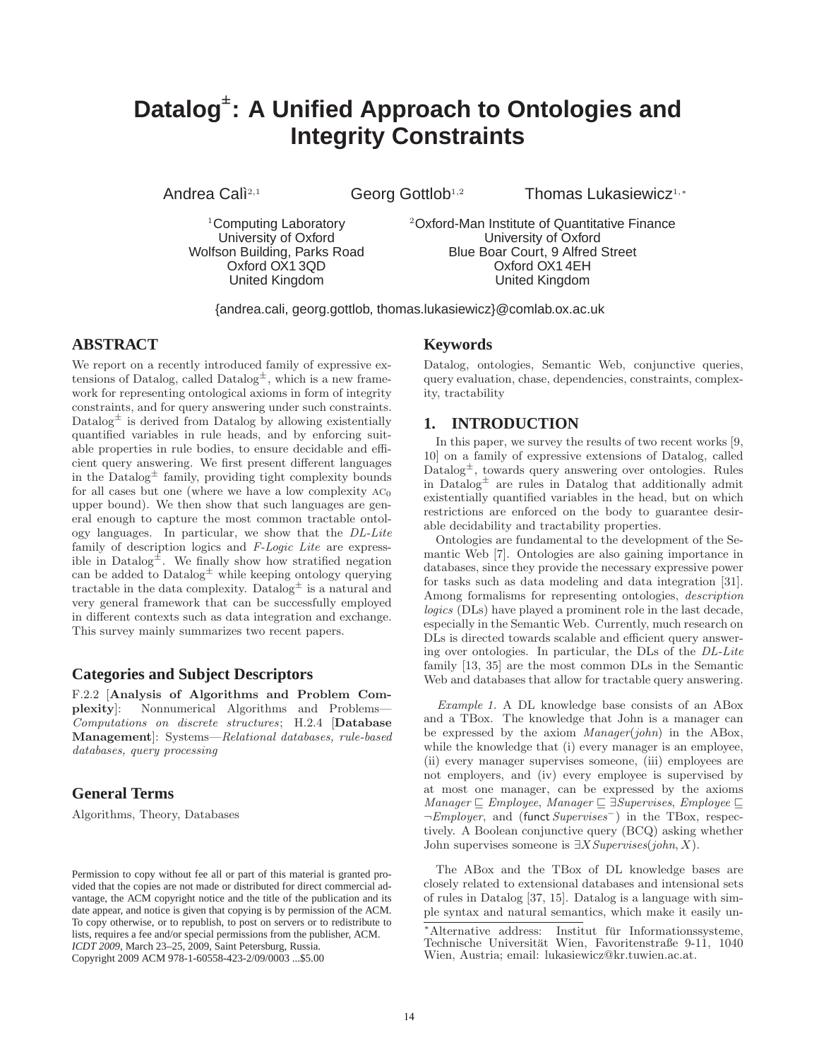# Datalog$^{\pm}$: A Unified Approach to Ontologies and Integrity Constraints

Andrea Calì[2,1] Georg Gottlob[1,2] Thomas Lukasiewicz[1,*]

[1]Computing Laboratory
University of Oxford
Wolfson Building, Parks Road
Oxford OX1 3QD
United Kingdom

[2]Oxford-Man Institute of Quantitative Finance
University of Oxford
Blue Boar Court, 9 Alfred Street
Oxford OX1 4EH
United Kingdom

{andrea.cali, georg.gottlob, thomas.lukasiewicz}@comlab.ox.ac.uk

## ABSTRACT

We report on a recently introduced family of expressive extensions of Datalog, called Datalog$^{\pm}$, which is a new framework for representing ontological axioms in form of integrity constraints, and for query answering under such constraints. Datalog$^{\pm}$ is derived from Datalog by allowing existentially quantified variables in rule heads, and by enforcing suitable properties in rule bodies, to ensure decidable and efficient query answering. We first present different languages in the Datalog$^{\pm}$ family, providing tight complexity bounds for all cases but one (where we have a low complexity $\text{AC}_0$ upper bound). We then show that such languages are general enough to capture the most common tractable ontology languages. In particular, we show that the *DL-Lite* family of description logics and *F-Logic Lite* are expressible in Datalog$^{\pm}$. We finally show how stratified negation can be added to Datalog$^{\pm}$ while keeping ontology querying tractable in the data complexity. Datalog$^{\pm}$ is a natural and very general framework that can be successfully employed in different contexts such as data integration and exchange. This survey mainly summarizes two recent papers.

### Categories and Subject Descriptors

F.2.2 [**Analysis of Algorithms and Problem Complexity**]: Nonnumerical Algorithms and Problems—*Computations on discrete structures*; H.2.4 [**Database Management**]: Systems—*Relational databases, rule-based databases, query processing*

### General Terms

Algorithms, Theory, Databases

Permission to copy without fee all or part of this material is granted provided that the copies are not made or distributed for direct commercial advantage, the ACM copyright notice and the title of the publication and its date appear, and notice is given that copying is by permission of the ACM. To copy otherwise, or to republish, to post on servers or to redistribute to lists, requires a fee and/or special permissions from the publisher, ACM.
*ICDT 2009*, March 23–25, 2009, Saint Petersburg, Russia.
Copyright 2009 ACM 978-1-60558-423-2/09/0003 ...$5.00

### Keywords

Datalog, ontologies, Semantic Web, conjunctive queries, query evaluation, chase, dependencies, constraints, complexity, tractability

## 1. INTRODUCTION

In this paper, we survey the results of two recent works [9, 10] on a family of expressive extensions of Datalog, called Datalog$^{\pm}$, towards query answering over ontologies. Rules in Datalog$^{\pm}$ are rules in Datalog that additionally admit existentially quantified variables in the head, but on which restrictions are enforced on the body to guarantee desirable decidability and tractability properties.

Ontologies are fundamental to the development of the Semantic Web [7]. Ontologies are also gaining importance in databases, since they provide the necessary expressive power for tasks such as data modeling and data integration [31]. Among formalisms for representing ontologies, *description logics* (DLs) have played a prominent role in the last decade, especially in the Semantic Web. Currently, much research on DLs is directed towards scalable and efficient query answering over ontologies. In particular, the DLs of the *DL-Lite* family [13, 35] are the most common DLs in the Semantic Web and databases that allow for tractable query answering.

*Example 1.* A DL knowledge base consists of an ABox and a TBox. The knowledge that John is a manager can be expressed by the axiom $\mathit{Manager}(\mathit{john})$ in the ABox, while the knowledge that (i) every manager is an employee, (ii) every manager supervises someone, (iii) employees are not employers, and (iv) every employee is supervised by at most one manager, can be expressed by the axioms $\mathit{Manager} \sqsubseteq \mathit{Employee}$, $\mathit{Manager} \sqsubseteq \exists \mathit{Supervises}$, $\mathit{Employee} \sqsubseteq \neg \mathit{Employer}$, and $(\mathsf{funct}\, \mathit{Supervises}^{-})$ in the TBox, respectively. A Boolean conjunctive query (BCQ) asking whether John supervises someone is $\exists X\, \mathit{Supervises}(\mathit{john}, X)$.

The ABox and the TBox of DL knowledge bases are closely related to extensional databases and intensional sets of rules in Datalog [37, 15]. Datalog is a language with simple syntax and natural semantics, which make it easily un-

*Alternative address: Institut für Informationssysteme, Technische Universität Wien, Favoritenstraße 9-11, 1040 Wien, Austria; email: lukasiewicz@kr.tuwien.ac.at.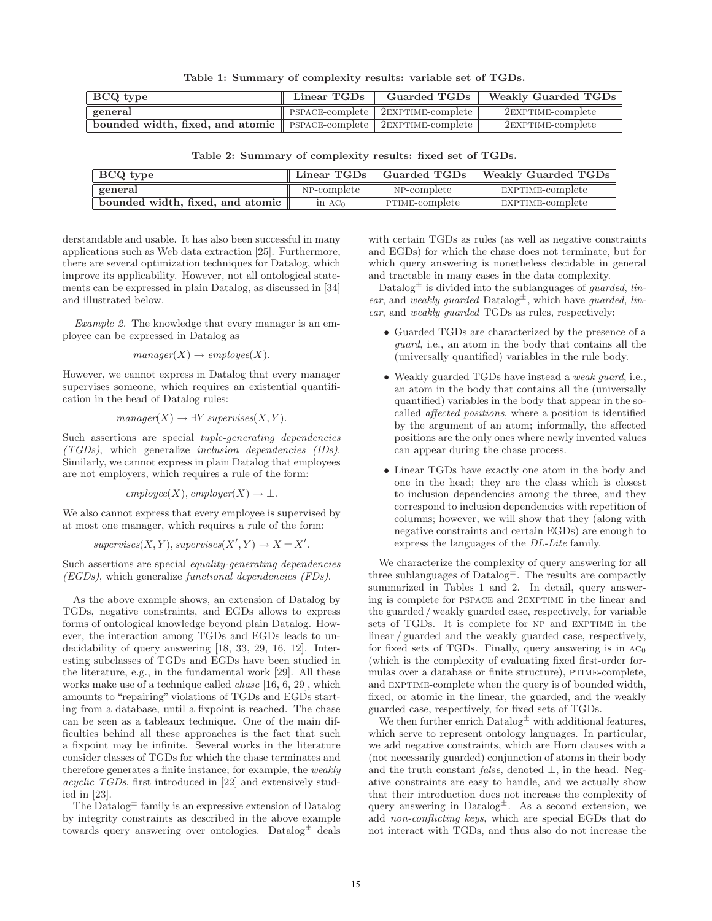**Table 1: Summary of complexity results: variable set of TGDs.**

| BCQ type | Linear TGDs | Guarded TGDs | Weakly Guarded TGDs |
|---|---|---|---|
| general | PSPACE-complete | 2EXPTIME-complete | 2EXPTIME-complete |
| bounded width, fixed, and atomic | PSPACE-complete | 2EXPTIME-complete | 2EXPTIME-complete |

**Table 2: Summary of complexity results: fixed set of TGDs.**

| BCQ type | Linear TGDs | Guarded TGDs | Weakly Guarded TGDs |
|---|---|---|---|
| general | NP-complete | NP-complete | EXPTIME-complete |
| bounded width, fixed, and atomic | in $AC_0$ | PTIME-complete | EXPTIME-complete |

derstandable and usable. It has also been successful in many applications such as Web data extraction [25]. Furthermore, there are several optimization techniques for Datalog, which improve its applicability. However, not all ontological statements can be expressed in plain Datalog, as discussed in [34] and illustrated below.

*Example 2.* The knowledge that every manager is an employee can be expressed in Datalog as

$$manager(X) \rightarrow employee(X).$$

However, we cannot express in Datalog that every manager supervises someone, which requires an existential quantification in the head of Datalog rules:

$$manager(X) \rightarrow \exists Y\, supervises(X, Y).$$

Such assertions are special *tuple-generating dependencies (TGDs)*, which generalize *inclusion dependencies (IDs)*. Similarly, we cannot express in plain Datalog that employees are not employers, which requires a rule of the form:

$$employee(X), employer(X) \rightarrow \bot.$$

We also cannot express that every employee is supervised by at most one manager, which requires a rule of the form:

$$supervises(X, Y), supervises(X', Y) \rightarrow X = X'.$$

Such assertions are special *equality-generating dependencies (EGDs)*, which generalize *functional dependencies (FDs)*.

As the above example shows, an extension of Datalog by TGDs, negative constraints, and EGDs allows to express forms of ontological knowledge beyond plain Datalog. However, the interaction among TGDs and EGDs leads to undecidability of query answering [18, 33, 29, 16, 12]. Interesting subclasses of TGDs and EGDs have been studied in the literature, e.g., in the fundamental work [29]. All these works make use of a technique called *chase* [16, 6, 29], which amounts to "repairing" violations of TGDs and EGDs starting from a database, until a fixpoint is reached. The chase can be seen as a tableaux technique. One of the main difficulties behind all these approaches is the fact that such a fixpoint may be infinite. Several works in the literature consider classes of TGDs for which the chase terminates and therefore generates a finite instance; for example, the *weakly acyclic TGDs*, first introduced in [22] and extensively studied in [23].

The Datalog$^{\pm}$ family is an expressive extension of Datalog by integrity constraints as described in the above example towards query answering over ontologies. Datalog$^{\pm}$ deals with certain TGDs as rules (as well as negative constraints and EGDs) for which the chase does not terminate, but for which query answering is nonetheless decidable in general and tractable in many cases in the data complexity.

Datalog$^{\pm}$ is divided into the sublanguages of *guarded*, *linear*, and *weakly guarded* Datalog$^{\pm}$, which have *guarded*, *linear*, and *weakly guarded* TGDs as rules, respectively:

- Guarded TGDs are characterized by the presence of a *guard*, i.e., an atom in the body that contains all the (universally quantified) variables in the rule body.
- Weakly guarded TGDs have instead a *weak guard*, i.e., an atom in the body that contains all the (universally quantified) variables in the body that appear in the so-called *affected positions*, where a position is identified by the argument of an atom; informally, the affected positions are the only ones where newly invented values can appear during the chase process.
- Linear TGDs have exactly one atom in the body and one in the head; they are the class which is closest to inclusion dependencies among the three, and they correspond to inclusion dependencies with repetition of columns; however, we will show that they (along with negative constraints and certain EGDs) are enough to express the languages of the *DL-Lite* family.

We characterize the complexity of query answering for all three sublanguages of Datalog$^{\pm}$. The results are compactly summarized in Tables 1 and 2. In detail, query answering is complete for PSPACE and 2EXPTIME in the linear and the guarded / weakly guarded case, respectively, for variable sets of TGDs. It is complete for NP and EXPTIME in the linear / guarded and the weakly guarded case, respectively, for fixed sets of TGDs. Finally, query answering is in $AC_0$ (which is the complexity of evaluating fixed first-order formulas over a database or finite structure), PTIME-complete, and EXPTIME-complete when the query is of bounded width, fixed, or atomic in the linear, the guarded, and the weakly guarded case, respectively, for fixed sets of TGDs.

We then further enrich Datalog$^{\pm}$ with additional features, which serve to represent ontology languages. In particular, we add negative constraints, which are Horn clauses with a (not necessarily guarded) conjunction of atoms in their body and the truth constant *false*, denoted $\bot$, in the head. Negative constraints are easy to handle, and we actually show that their introduction does not increase the complexity of query answering in Datalog$^{\pm}$. As a second extension, we add *non-conflicting keys*, which are special EGDs that do not interact with TGDs, and thus also do not increase the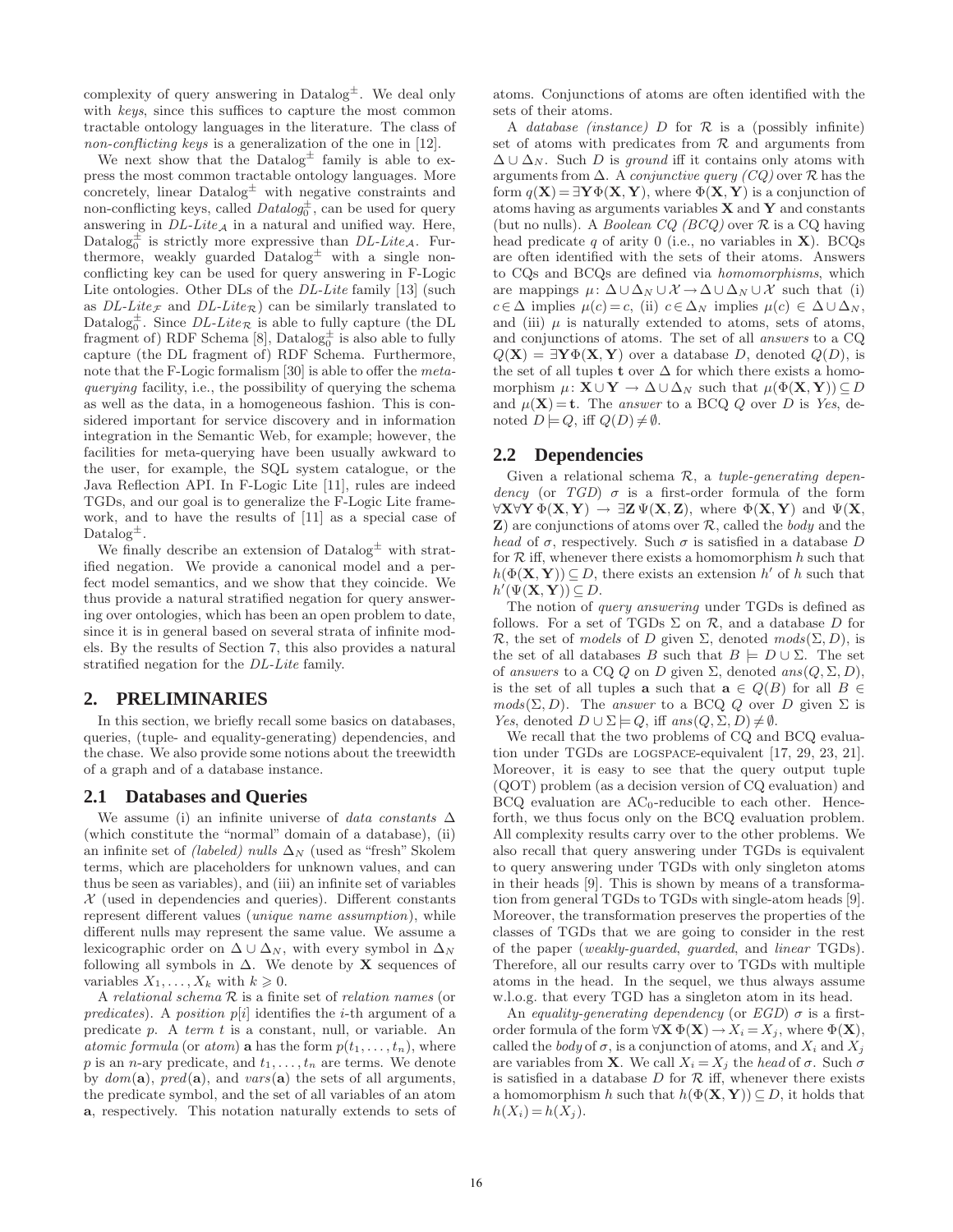complexity of query answering in Datalog$^\pm$. We deal only with *keys*, since this suffices to capture the most common tractable ontology languages in the literature. The class of *non-conflicting keys* is a generalization of the one in [12].

We next show that the Datalog$^\pm$ family is able to express the most common tractable ontology languages. More concretely, linear Datalog$^\pm$ with negative constraints and non-conflicting keys, called *Datalog*$_0^\pm$, can be used for query answering in *DL-Lite*$_\mathcal{A}$ in a natural and unified way. Here, Datalog$_0^\pm$ is strictly more expressive than *DL-Lite*$_\mathcal{A}$. Furthermore, weakly guarded Datalog$^\pm$ with a single non-conflicting key can be used for query answering in F-Logic Lite ontologies. Other DLs of the *DL-Lite* family [13] (such as *DL-Lite*$_\mathcal{F}$ and *DL-Lite*$_\mathcal{R}$) can be similarly translated to Datalog$_0^\pm$. Since *DL-Lite*$_\mathcal{R}$ is able to fully capture (the DL fragment of) RDF Schema [8], Datalog$_0^\pm$ is also able to fully capture (the DL fragment of) RDF Schema. Furthermore, note that the F-Logic formalism [30] is able to offer the *meta-querying* facility, i.e., the possibility of querying the schema as well as the data, in a homogeneous fashion. This is considered important for service discovery and in information integration in the Semantic Web, for example; however, the facilities for meta-querying have been usually awkward to the user, for example, the SQL system catalogue, or the Java Reflection API. In F-Logic Lite [11], rules are indeed TGDs, and our goal is to generalize the F-Logic Lite framework, and to have the results of [11] as a special case of Datalog$^\pm$.

We finally describe an extension of Datalog$^\pm$ with stratified negation. We provide a canonical model and a perfect model semantics, and we show that they coincide. We thus provide a natural stratified negation for query answering over ontologies, which has been an open problem to date, since it is in general based on several strata of infinite models. By the results of Section 7, this also provides a natural stratified negation for the *DL-Lite* family.

## 2. PRELIMINARIES

In this section, we briefly recall some basics on databases, queries, (tuple- and equality-generating) dependencies, and the chase. We also provide some notions about the treewidth of a graph and of a database instance.

### 2.1 Databases and Queries

We assume (i) an infinite universe of *data constants* $\Delta$ (which constitute the "normal" domain of a database), (ii) an infinite set of *(labeled) nulls* $\Delta_N$ (used as "fresh" Skolem terms, which are placeholders for unknown values, and can thus be seen as variables), and (iii) an infinite set of variables $\mathcal{X}$ (used in dependencies and queries). Different constants represent different values (*unique name assumption*), while different nulls may represent the same value. We assume a lexicographic order on $\Delta \cup \Delta_N$, with every symbol in $\Delta_N$ following all symbols in $\Delta$. We denote by $\mathbf{X}$ sequences of variables $X_1, \ldots, X_k$ with $k \geqslant 0$.

A *relational schema* $\mathcal{R}$ is a finite set of *relation names* (or *predicates*). A *position* $p[i]$ identifies the $i$-th argument of a predicate $p$. A *term* $t$ is a constant, null, or variable. An *atomic formula* (or *atom*) $\mathbf{a}$ has the form $p(t_1, \ldots, t_n)$, where $p$ is an $n$-ary predicate, and $t_1, \ldots, t_n$ are terms. We denote by $dom(\mathbf{a})$, $pred(\mathbf{a})$, and $vars(\mathbf{a})$ the sets of all arguments, the predicate symbol, and the set of all variables of an atom $\mathbf{a}$, respectively. This notation naturally extends to sets of atoms. Conjunctions of atoms are often identified with the sets of their atoms.

A *database (instance)* $D$ for $\mathcal{R}$ is a (possibly infinite) set of atoms with predicates from $\mathcal{R}$ and arguments from $\Delta \cup \Delta_N$. Such $D$ is *ground* iff it contains only atoms with arguments from $\Delta$. A *conjunctive query (CQ)* over $\mathcal{R}$ has the form $q(\mathbf{X}) = \exists \mathbf{Y} \Phi(\mathbf{X}, \mathbf{Y})$, where $\Phi(\mathbf{X}, \mathbf{Y})$ is a conjunction of atoms having as arguments variables $\mathbf{X}$ and $\mathbf{Y}$ and constants (but no nulls). A *Boolean CQ (BCQ)* over $\mathcal{R}$ is a CQ having head predicate $q$ of arity 0 (i.e., no variables in $\mathbf{X}$). BCQs are often identified with the sets of their atoms. Answers to CQs and BCQs are defined via *homomorphisms*, which are mappings $\mu\colon \Delta \cup \Delta_N \cup \mathcal{X} \to \Delta \cup \Delta_N \cup \mathcal{X}$ such that (i) $c \in \Delta$ implies $\mu(c) = c$, (ii) $c \in \Delta_N$ implies $\mu(c) \in \Delta \cup \Delta_N$, and (iii) $\mu$ is naturally extended to atoms, sets of atoms, and conjunctions of atoms. The set of all *answers* to a CQ $Q(\mathbf{X}) = \exists \mathbf{Y} \Phi(\mathbf{X}, \mathbf{Y})$ over a database $D$, denoted $Q(D)$, is the set of all tuples $\mathbf{t}$ over $\Delta$ for which there exists a homomorphism $\mu\colon \mathbf{X} \cup \mathbf{Y} \to \Delta \cup \Delta_N$ such that $\mu(\Phi(\mathbf{X}, \mathbf{Y})) \subseteq D$ and $\mu(\mathbf{X}) = \mathbf{t}$. The *answer* to a BCQ $Q$ over $D$ is *Yes*, denoted $D \models Q$, iff $Q(D) \neq \emptyset$.

### 2.2 Dependencies

Given a relational schema $\mathcal{R}$, a *tuple-generating dependency* (or *TGD*) $\sigma$ is a first-order formula of the form $\forall \mathbf{X} \forall \mathbf{Y}\, \Phi(\mathbf{X}, \mathbf{Y}) \to \exists \mathbf{Z}\, \Psi(\mathbf{X}, \mathbf{Z})$, where $\Phi(\mathbf{X}, \mathbf{Y})$ and $\Psi(\mathbf{X}, \mathbf{Z})$ are conjunctions of atoms over $\mathcal{R}$, called the *body* and the *head* of $\sigma$, respectively. Such $\sigma$ is satisfied in a database $D$ for $\mathcal{R}$ iff, whenever there exists a homomorphism $h$ such that $h(\Phi(\mathbf{X}, \mathbf{Y})) \subseteq D$, there exists an extension $h'$ of $h$ such that $h'(\Psi(\mathbf{X}, \mathbf{Y})) \subseteq D$.

The notion of *query answering* under TGDs is defined as follows. For a set of TGDs $\Sigma$ on $\mathcal{R}$, and a database $D$ for $\mathcal{R}$, the set of *models* of $D$ given $\Sigma$, denoted $mods(\Sigma, D)$, is the set of all databases $B$ such that $B \models D \cup \Sigma$. The set of *answers* to a CQ $Q$ on $D$ given $\Sigma$, denoted $ans(Q, \Sigma, D)$, is the set of all tuples $\mathbf{a}$ such that $\mathbf{a} \in Q(B)$ for all $B \in mods(\Sigma, D)$. The *answer* to a BCQ $Q$ over $D$ given $\Sigma$ is *Yes*, denoted $D \cup \Sigma \models Q$, iff $ans(Q, \Sigma, D) \neq \emptyset$.

We recall that the two problems of CQ and BCQ evaluation under TGDs are LOGSPACE-equivalent [17, 29, 23, 21]. Moreover, it is easy to see that the query output tuple (QOT) problem (as a decision version of CQ evaluation) and BCQ evaluation are $\mathrm{AC}_0$-reducible to each other. Henceforth, we thus focus only on the BCQ evaluation problem. All complexity results carry over to the other problems. We also recall that query answering under TGDs is equivalent to query answering under TGDs with only singleton atoms in their heads [9]. This is shown by means of a transformation from general TGDs to TGDs with single-atom heads [9]. Moreover, the transformation preserves the properties of the classes of TGDs that we are going to consider in the rest of the paper (*weakly-guarded*, *guarded*, and *linear* TGDs). Therefore, all our results carry over to TGDs with multiple atoms in the head. In the sequel, we thus always assume w.l.o.g. that every TGD has a singleton atom in its head.

An *equality-generating dependency* (or *EGD*) $\sigma$ is a first-order formula of the form $\forall \mathbf{X}\, \Phi(\mathbf{X}) \to X_i = X_j$, where $\Phi(\mathbf{X})$, called the *body* of $\sigma$, is a conjunction of atoms, and $X_i$ and $X_j$ are variables from $\mathbf{X}$. We call $X_i = X_j$ the *head* of $\sigma$. Such $\sigma$ is satisfied in a database $D$ for $\mathcal{R}$ iff, whenever there exists a homomorphism $h$ such that $h(\Phi(\mathbf{X}, \mathbf{Y})) \subseteq D$, it holds that $h(X_i) = h(X_j)$.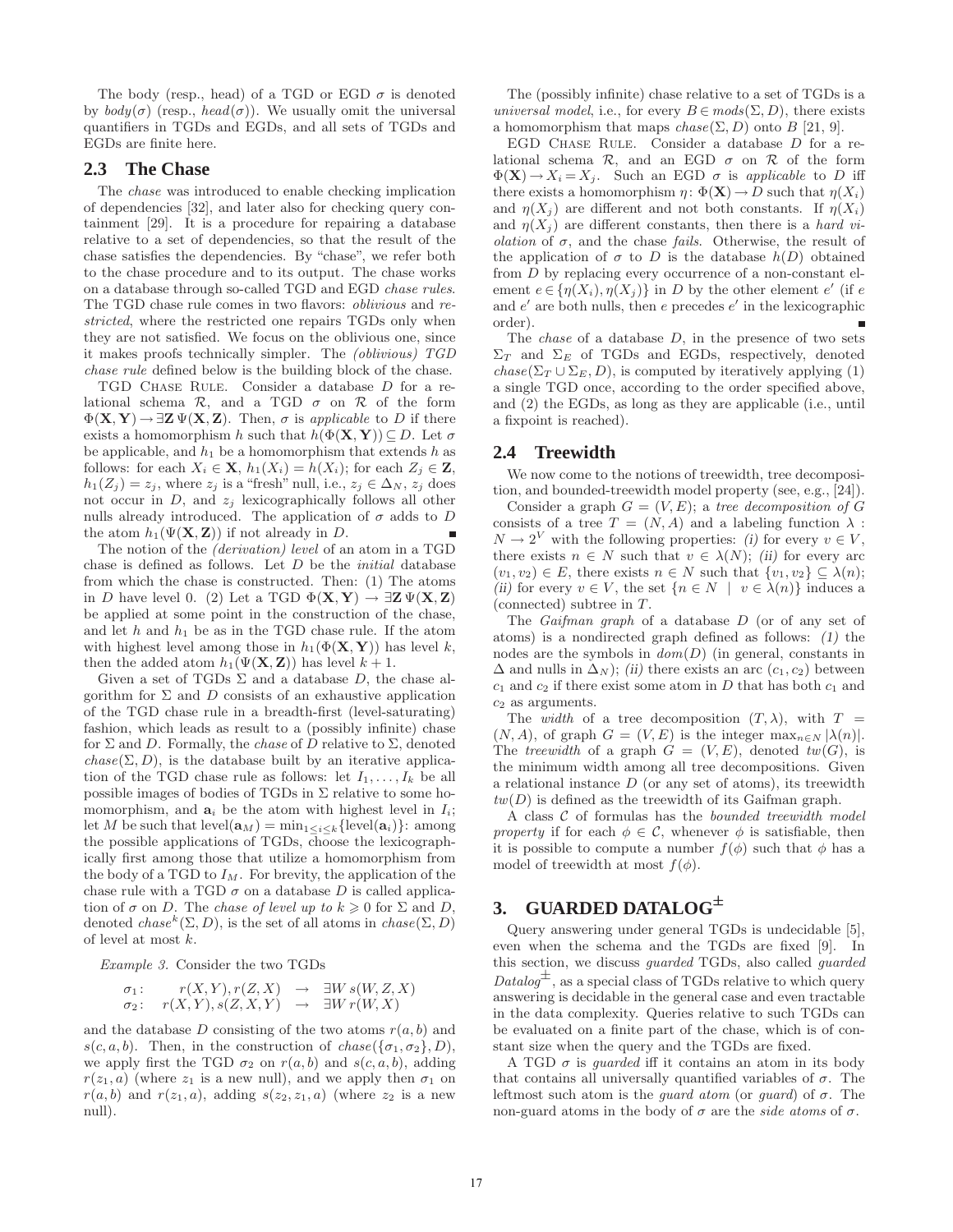The body (resp., head) of a TGD or EGD $\sigma$ is denoted by $body(\sigma)$ (resp., $head(\sigma)$). We usually omit the universal quantifiers in TGDs and EGDs, and all sets of TGDs and EGDs are finite here.

## 2.3 The Chase

The *chase* was introduced to enable checking implication of dependencies [32], and later also for checking query containment [29]. It is a procedure for repairing a database relative to a set of dependencies, so that the result of the chase satisfies the dependencies. By "chase", we refer both to the chase procedure and to its output. The chase works on a database through so-called TGD and EGD *chase rules*. The TGD chase rule comes in two flavors: *oblivious* and *restricted*, where the restricted one repairs TGDs only when they are not satisfied. We focus on the oblivious one, since it makes proofs technically simpler. The *(oblivious) TGD chase rule* defined below is the building block of the chase.

TGD Chase Rule. Consider a database $D$ for a relational schema $\mathcal{R}$, and a TGD $\sigma$ on $\mathcal{R}$ of the form $\Phi(\mathbf{X},\mathbf{Y}) \rightarrow \exists \mathbf{Z}\, \Psi(\mathbf{X},\mathbf{Z})$. Then, $\sigma$ is *applicable* to $D$ if there exists a homomorphism $h$ such that $h(\Phi(\mathbf{X},\mathbf{Y})) \subseteq D$. Let $\sigma$ be applicable, and $h_1$ be a homomorphism that extends $h$ as follows: for each $X_i \in \mathbf{X}$, $h_1(X_i) = h(X_i)$; for each $Z_j \in \mathbf{Z}$, $h_1(Z_j) = z_j$, where $z_j$ is a "fresh" null, i.e., $z_j \in \Delta_N$, $z_j$ does not occur in $D$, and $z_j$ lexicographically follows all other nulls already introduced. The application of $\sigma$ adds to $D$ the atom $h_1(\Psi(\mathbf{X},\mathbf{Z}))$ if not already in $D$. ∎

The notion of the *(derivation) level* of an atom in a TGD chase is defined as follows. Let $D$ be the *initial* database from which the chase is constructed. Then: (1) The atoms in $D$ have level 0. (2) Let a TGD $\Phi(\mathbf{X},\mathbf{Y}) \rightarrow \exists \mathbf{Z}\, \Psi(\mathbf{X},\mathbf{Z})$ be applied at some point in the construction of the chase, and let $h$ and $h_1$ be as in the TGD chase rule. If the atom with highest level among those in $h_1(\Phi(\mathbf{X},\mathbf{Y}))$ has level $k$, then the added atom $h_1(\Psi(\mathbf{X},\mathbf{Z}))$ has level $k+1$.

Given a set of TGDs $\Sigma$ and a database $D$, the chase algorithm for $\Sigma$ and $D$ consists of an exhaustive application of the TGD chase rule in a breadth-first (level-saturating) fashion, which leads as result to a (possibly infinite) chase for $\Sigma$ and $D$. Formally, the *chase* of $D$ relative to $\Sigma$, denoted $chase(\Sigma, D)$, is the database built by an iterative application of the TGD chase rule as follows: let $I_1, \ldots, I_k$ be all possible images of bodies of TGDs in $\Sigma$ relative to some homomorphism, and $\mathbf{a}_i$ be the atom with highest level in $I_i$; let $M$ be such that $\text{level}(\mathbf{a}_M) = \min_{1 \leq i \leq k}\{\text{level}(\mathbf{a}_i)\}$: among the possible applications of TGDs, choose the lexicographically first among those that utilize a homomorphism from the body of a TGD to $I_M$. For brevity, the application of the chase rule with a TGD $\sigma$ on a database $D$ is called application of $\sigma$ on $D$. The *chase of level up to* $k \geqslant 0$ for $\Sigma$ and $D$, denoted $chase^k(\Sigma, D)$, is the set of all atoms in $chase(\Sigma, D)$ of level at most $k$.

*Example 3.* Consider the two TGDs

$$
\begin{array}{lrcl}
\sigma_1\colon & r(X,Y), r(Z,X) & \rightarrow & \exists W\, s(W,Z,X) \\
\sigma_2\colon & r(X,Y), s(Z,X,Y) & \rightarrow & \exists W\, r(W,X)
\end{array}
$$

and the database $D$ consisting of the two atoms $r(a,b)$ and $s(c,a,b)$. Then, in the construction of $chase(\{\sigma_1,\sigma_2\}, D)$, we apply first the TGD $\sigma_2$ on $r(a,b)$ and $s(c,a,b)$, adding $r(z_1,a)$ (where $z_1$ is a new null), and we apply then $\sigma_1$ on $r(a,b)$ and $r(z_1,a)$, adding $s(z_2,z_1,a)$ (where $z_2$ is a new null).

The (possibly infinite) chase relative to a set of TGDs is a *universal model*, i.e., for every $B \in mods(\Sigma, D)$, there exists a homomorphism that maps $chase(\Sigma, D)$ onto $B$ [21, 9].

EGD Chase Rule. Consider a database $D$ for a relational schema $\mathcal{R}$, and an EGD $\sigma$ on $\mathcal{R}$ of the form $\Phi(\mathbf{X}) \rightarrow X_i = X_j$. Such an EGD $\sigma$ is *applicable* to $D$ iff there exists a homomorphism $\eta\colon \Phi(\mathbf{X}) \rightarrow D$ such that $\eta(X_i)$ and $\eta(X_j)$ are different and not both constants. If $\eta(X_i)$ and $\eta(X_j)$ are different constants, then there is a *hard violation* of $\sigma$, and the chase *fails*. Otherwise, the result of the application of $\sigma$ to $D$ is the database $h(D)$ obtained from $D$ by replacing every occurrence of a non-constant element $e \in \{\eta(X_i), \eta(X_j)\}$ in $D$ by the other element $e'$ (if $e$ and $e'$ are both nulls, then $e$ precedes $e'$ in the lexicographic order). ∎

The *chase* of a database $D$, in the presence of two sets $\Sigma_T$ and $\Sigma_E$ of TGDs and EGDs, respectively, denoted $chase(\Sigma_T \cup \Sigma_E, D)$, is computed by iteratively applying (1) a single TGD once, according to the order specified above, and (2) the EGDs, as long as they are applicable (i.e., until a fixpoint is reached).

## 2.4 Treewidth

We now come to the notions of treewidth, tree decomposition, and bounded-treewidth model property (see, e.g., [24]).

Consider a graph $G = (V, E)$; a *tree decomposition of* $G$ consists of a tree $T = (N, A)$ and a labeling function $\lambda : N \rightarrow 2^V$ with the following properties: *(i)* for every $v \in V$, there exists $n \in N$ such that $v \in \lambda(N)$; *(ii)* for every arc $(v_1, v_2) \in E$, there exists $n \in N$ such that $\{v_1, v_2\} \subseteq \lambda(n)$; *(ii)* for every $v \in V$, the set $\{n \in N \mid v \in \lambda(n)\}$ induces a (connected) subtree in $T$.

The *Gaifman graph* of a database $D$ (or of any set of atoms) is a nondirected graph defined as follows: *(1)* the nodes are the symbols in $dom(D)$ (in general, constants in $\Delta$ and nulls in $\Delta_N$); *(ii)* there exists an arc $(c_1, c_2)$ between $c_1$ and $c_2$ if there exist some atom in $D$ that has both $c_1$ and $c_2$ as arguments.

The *width* of a tree decomposition $(T, \lambda)$, with $T = (N, A)$, of graph $G = (V, E)$ is the integer $\max_{n \in N} |\lambda(n)|$. The *treewidth* of a graph $G = (V, E)$, denoted $tw(G)$, is the minimum width among all tree decompositions. Given a relational instance $D$ (or any set of atoms), its treewidth $tw(D)$ is defined as the treewidth of its Gaifman graph.

A class $\mathcal{C}$ of formulas has the *bounded treewidth model property* if for each $\phi \in \mathcal{C}$, whenever $\phi$ is satisfiable, then it is possible to compute a number $f(\phi)$ such that $\phi$ has a model of treewidth at most $f(\phi)$.

# 3. GUARDED DATALOG$^{\pm}$

Query answering under general TGDs is undecidable [5], even when the schema and the TGDs are fixed [9]. In this section, we discuss *guarded* TGDs, also called *guarded Datalog*$^{\pm}$, as a special class of TGDs relative to which query answering is decidable in the general case and even tractable in the data complexity. Queries relative to such TGDs can be evaluated on a finite part of the chase, which is of constant size when the query and the TGDs are fixed.

A TGD $\sigma$ is *guarded* iff it contains an atom in its body that contains all universally quantified variables of $\sigma$. The leftmost such atom is the *guard atom* (or *guard*) of $\sigma$. The non-guard atoms in the body of $\sigma$ are the *side atoms* of $\sigma$.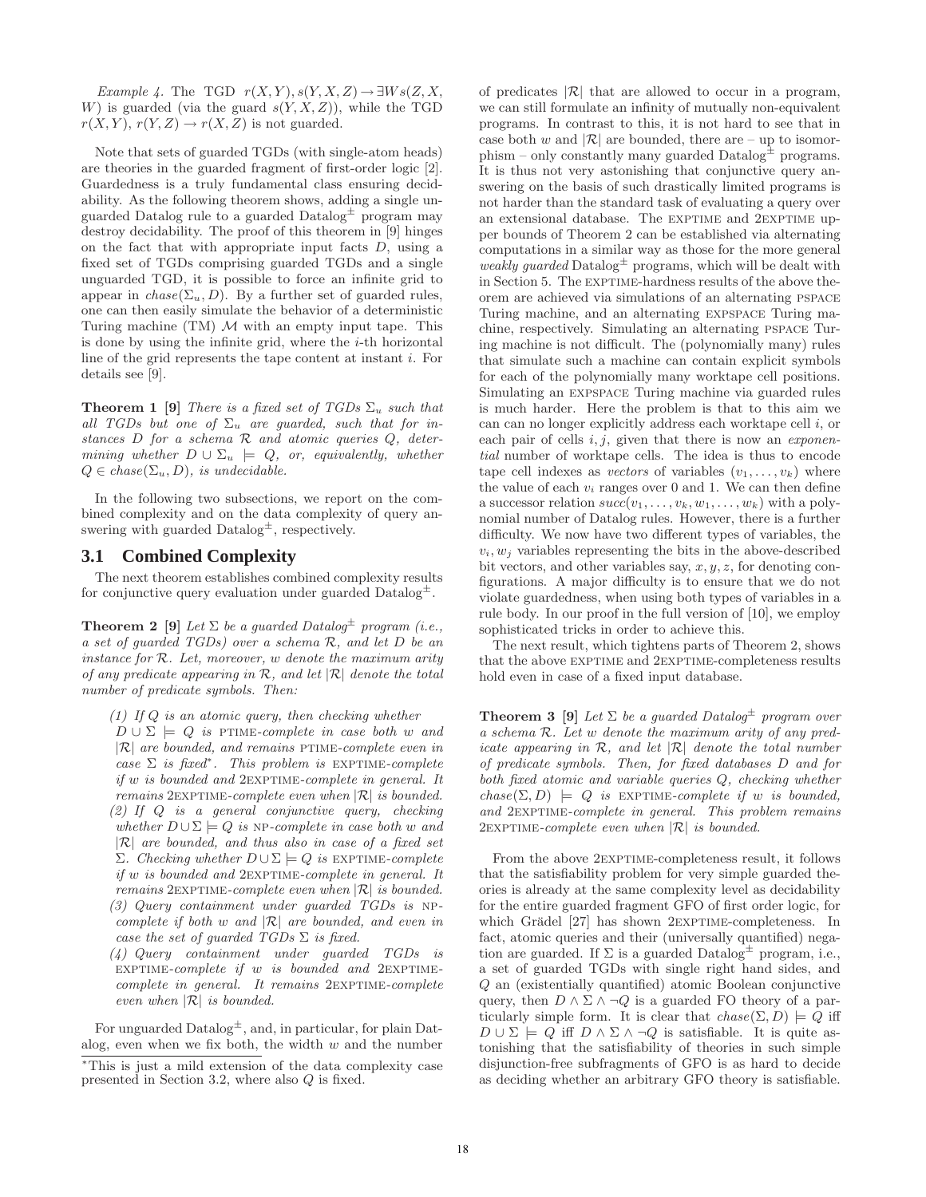*Example 4.* The TGD $r(X,Y), s(Y,X,Z) \rightarrow \exists W s(Z,X,W)$ is guarded (via the guard $s(Y,X,Z)$), while the TGD $r(X,Y), r(Y,Z) \rightarrow r(X,Z)$ is not guarded.

Note that sets of guarded TGDs (with single-atom heads) are theories in the guarded fragment of first-order logic [2]. Guardedness is a truly fundamental class ensuring decidability. As the following theorem shows, adding a single unguarded Datalog rule to a guarded Datalog$^{\pm}$ program may destroy decidability. The proof of this theorem in [9] hinges on the fact that with appropriate input facts $D$, using a fixed set of TGDs comprising guarded TGDs and a single unguarded TGD, it is possible to force an infinite grid to appear in $chase(\Sigma_u, D)$. By a further set of guarded rules, one can then easily simulate the behavior of a deterministic Turing machine (TM) $\mathcal{M}$ with an empty input tape. This is done by using the infinite grid, where the $i$-th horizontal line of the grid represents the tape content at instant $i$. For details see [9].

**Theorem 1 [9]** *There is a fixed set of TGDs $\Sigma_u$ such that all TGDs but one of $\Sigma_u$ are guarded, such that for instances $D$ for a schema $\mathcal{R}$ and atomic queries $Q$, determining whether $D \cup \Sigma_u \models Q$, or, equivalently, whether $Q \in chase(\Sigma_u, D)$, is undecidable.*

In the following two subsections, we report on the combined complexity and on the data complexity of query answering with guarded Datalog$^{\pm}$, respectively.

### 3.1 Combined Complexity

The next theorem establishes combined complexity results for conjunctive query evaluation under guarded Datalog$^{\pm}$.

**Theorem 2 [9]** *Let $\Sigma$ be a guarded Datalog$^{\pm}$ program (i.e., a set of guarded TGDs) over a schema $\mathcal{R}$, and let $D$ be an instance for $\mathcal{R}$. Let, moreover, $w$ denote the maximum arity of any predicate appearing in $\mathcal{R}$, and let $|\mathcal{R}|$ denote the total number of predicate symbols. Then:*

*(1) If $Q$ is an atomic query, then checking whether $D \cup \Sigma \models Q$ is* PTIME*-complete in case both $w$ and $|\mathcal{R}|$ are bounded, and remains* PTIME*-complete even in case $\Sigma$ is fixed*[*]*. This problem is* EXPTIME*-complete if $w$ is bounded and* 2EXPTIME*-complete in general. It remains* 2EXPTIME*-complete even when $|\mathcal{R}|$ is bounded.*

*(2) If $Q$ is a general conjunctive query, checking whether $D \cup \Sigma \models Q$ is* NP*-complete in case both $w$ and $|\mathcal{R}|$ are bounded, and thus also in case of a fixed set $\Sigma$. Checking whether $D \cup \Sigma \models Q$ is* EXPTIME*-complete if $w$ is bounded and* 2EXPTIME*-complete in general. It remains* 2EXPTIME*-complete even when $|\mathcal{R}|$ is bounded.*

*(3) Query containment under guarded TGDs is* NP*-complete if both $w$ and $|\mathcal{R}|$ are bounded, and even in case the set of guarded TGDs $\Sigma$ is fixed.*

*(4) Query containment under guarded TGDs is* EXPTIME*-complete if $w$ is bounded and* 2EXPTIME*-complete in general. It remains* 2EXPTIME*-complete even when $|\mathcal{R}|$ is bounded.*

For unguarded Datalog$^{\pm}$, and, in particular, for plain Datalog, even when we fix both, the width $w$ and the number of predicates $|\mathcal{R}|$ that are allowed to occur in a program, we can still formulate an infinity of mutually non-equivalent programs. In contrast to this, it is not hard to see that in case both $w$ and $|\mathcal{R}|$ are bounded, there are – up to isomorphism – only constantly many guarded Datalog$^{\pm}$ programs. It is thus not very astonishing that conjunctive query answering on the basis of such drastically limited programs is not harder than the standard task of evaluating a query over an extensional database. The EXPTIME and 2EXPTIME upper bounds of Theorem 2 can be established via alternating computations in a similar way as those for the more general *weakly guarded* Datalog$^{\pm}$ programs, which will be dealt with in Section 5. The EXPTIME-hardness results of the above theorem are achieved via simulations of an alternating PSPACE Turing machine, and an alternating EXPSPACE Turing machine, respectively. Simulating an alternating PSPACE Turing machine is not difficult. The (polynomially many) rules that simulate such a machine can contain explicit symbols for each of the polynomially many worktape cell positions. Simulating an EXPSPACE Turing machine via guarded rules is much harder. Here the problem is that to this aim we can can no longer explicitly address each worktape cell $i$, or each pair of cells $i, j$, given that there is now an *exponential* number of worktape cells. The idea is thus to encode tape cell indexes as *vectors* of variables $(v_1, \ldots, v_k)$ where the value of each $v_i$ ranges over 0 and 1. We can then define a successor relation $succ(v_1, \ldots, v_k, w_1, \ldots, w_k)$ with a polynomial number of Datalog rules. However, there is a further difficulty. We now have two different types of variables, the $v_i, w_j$ variables representing the bits in the above-described bit vectors, and other variables say, $x, y, z$, for denoting configurations. A major difficulty is to ensure that we do not violate guardedness, when using both types of variables in a rule body. In our proof in the full version of [10], we employ sophisticated tricks in order to achieve this.

The next result, which tightens parts of Theorem 2, shows that the above EXPTIME and 2EXPTIME-completeness results hold even in case of a fixed input database.

**Theorem 3 [9]** *Let $\Sigma$ be a guarded Datalog$^{\pm}$ program over a schema $\mathcal{R}$. Let $w$ denote the maximum arity of any predicate appearing in $\mathcal{R}$, and let $|\mathcal{R}|$ denote the total number of predicate symbols. Then, for fixed databases $D$ and for both fixed atomic and variable queries $Q$, checking whether $chase(\Sigma, D) \models Q$ is* EXPTIME*-complete if $w$ is bounded, and* 2EXPTIME*-complete in general. This problem remains* 2EXPTIME*-complete even when $|\mathcal{R}|$ is bounded.*

From the above 2EXPTIME-completeness result, it follows that the satisfiability problem for very simple guarded theories is already at the same complexity level as decidability for the entire guarded fragment GFO of first order logic, for which Grädel [27] has shown 2EXPTIME-completeness. In fact, atomic queries and their (universally quantified) negation are guarded. If $\Sigma$ is a guarded Datalog$^{\pm}$ program, i.e., a set of guarded TGDs with single right hand sides, and $Q$ an (existentially quantified) atomic Boolean conjunctive query, then $D \wedge \Sigma \wedge \neg Q$ is a guarded FO theory of a particularly simple form. It is clear that $chase(\Sigma, D) \models Q$ iff $D \cup \Sigma \models Q$ iff $D \wedge \Sigma \wedge \neg Q$ is satisfiable. It is quite astonishing that the satisfiability of theories in such simple disjunction-free subfragments of GFO is as hard to decide as deciding whether an arbitrary GFO theory is satisfiable.

[*] This is just a mild extension of the data complexity case presented in Section 3.2, where also $Q$ is fixed.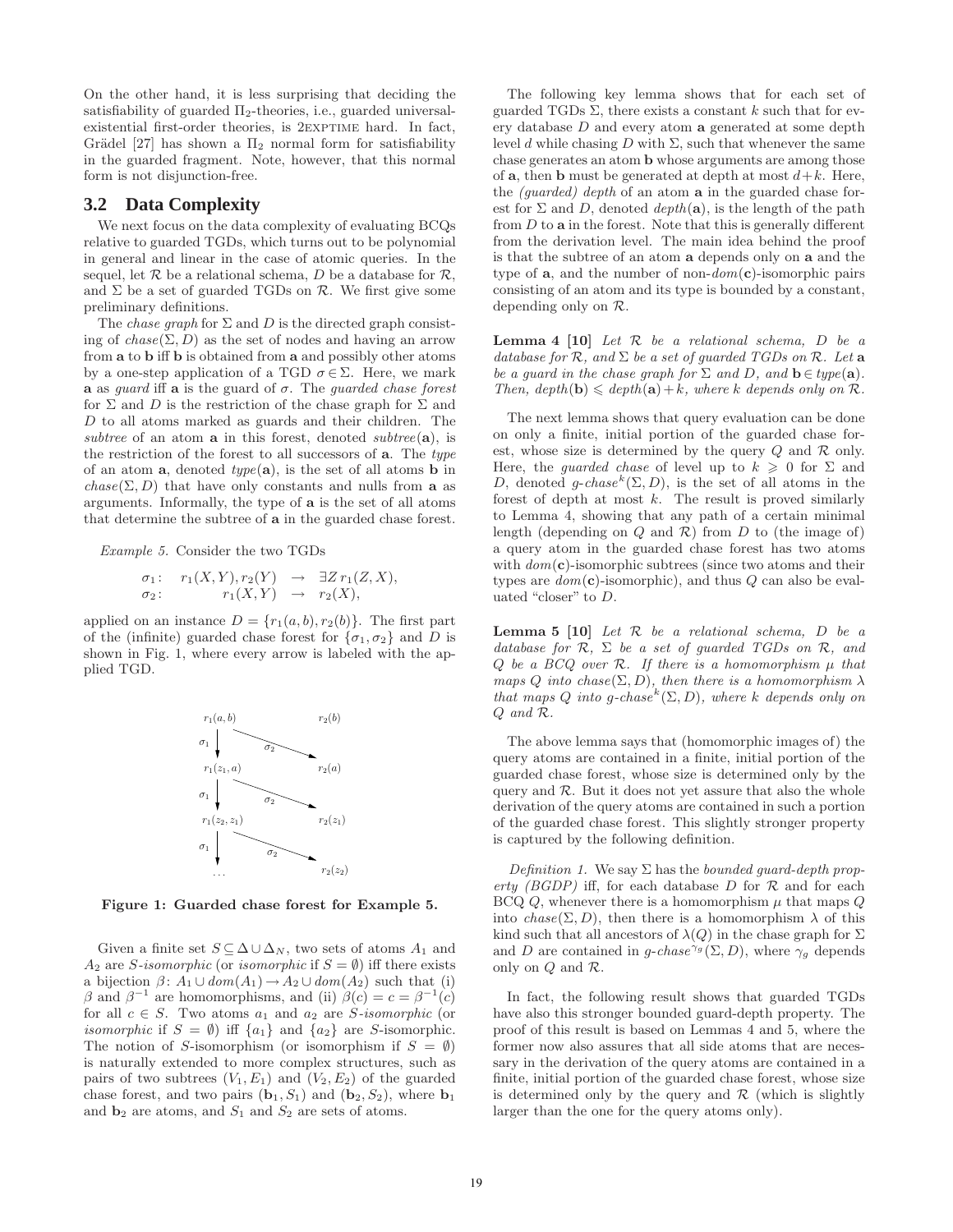On the other hand, it is less surprising that deciding the satisfiability of guarded $\Pi_2$-theories, i.e., guarded universal-existential first-order theories, is 2EXPTIME hard. In fact, Grädel [27] has shown a $\Pi_2$ normal form for satisfiability in the guarded fragment. Note, however, that this normal form is not disjunction-free.

## 3.2 Data Complexity

We next focus on the data complexity of evaluating BCQs relative to guarded TGDs, which turns out to be polynomial in general and linear in the case of atomic queries. In the sequel, let $\mathcal{R}$ be a relational schema, $D$ be a database for $\mathcal{R}$, and $\Sigma$ be a set of guarded TGDs on $\mathcal{R}$. We first give some preliminary definitions.

The *chase graph* for $\Sigma$ and $D$ is the directed graph consisting of $chase(\Sigma, D)$ as the set of nodes and having an arrow from $\mathbf{a}$ to $\mathbf{b}$ iff $\mathbf{b}$ is obtained from $\mathbf{a}$ and possibly other atoms by a one-step application of a TGD $\sigma \in \Sigma$. Here, we mark $\mathbf{a}$ as *guard* iff $\mathbf{a}$ is the guard of $\sigma$. The *guarded chase forest* for $\Sigma$ and $D$ is the restriction of the chase graph for $\Sigma$ and $D$ to all atoms marked as guards and their children. The *subtree* of an atom $\mathbf{a}$ in this forest, denoted $subtree(\mathbf{a})$, is the restriction of the forest to all successors of $\mathbf{a}$. The *type* of an atom $\mathbf{a}$, denoted $type(\mathbf{a})$, is the set of all atoms $\mathbf{b}$ in $chase(\Sigma, D)$ that have only constants and nulls from $\mathbf{a}$ as arguments. Informally, the type of $\mathbf{a}$ is the set of all atoms that determine the subtree of $\mathbf{a}$ in the guarded chase forest.

*Example 5.* Consider the two TGDs

$$\begin{array}{lrcl}\sigma_1\colon & r_1(X,Y), r_2(Y) & \rightarrow & \exists Z\, r_1(Z,X),\\ \sigma_2\colon & r_1(X,Y) & \rightarrow & r_2(X),\end{array}$$

applied on an instance $D = \{r_1(a,b), r_2(b)\}$. The first part of the (infinite) guarded chase forest for $\{\sigma_1, \sigma_2\}$ and $D$ is shown in Fig. 1, where every arrow is labeled with the applied TGD.

**Figure 1: Guarded chase forest for Example 5.**

Given a finite set $S \subseteq \Delta \cup \Delta_N$, two sets of atoms $A_1$ and $A_2$ are *$S$-isomorphic* (or *isomorphic* if $S = \emptyset$) iff there exists a bijection $\beta\colon A_1 \cup dom(A_1) \rightarrow A_2 \cup dom(A_2)$ such that (i) $\beta$ and $\beta^{-1}$ are homomorphisms, and (ii) $\beta(c) = c = \beta^{-1}(c)$ for all $c \in S$. Two atoms $a_1$ and $a_2$ are *$S$-isomorphic* (or *isomorphic* if $S = \emptyset$) iff $\{a_1\}$ and $\{a_2\}$ are $S$-isomorphic. The notion of $S$-isomorphism (or isomorphism if $S = \emptyset$) is naturally extended to more complex structures, such as pairs of two subtrees $(V_1, E_1)$ and $(V_2, E_2)$ of the guarded chase forest, and two pairs $(\mathbf{b}_1, S_1)$ and $(\mathbf{b}_2, S_2)$, where $\mathbf{b}_1$ and $\mathbf{b}_2$ are atoms, and $S_1$ and $S_2$ are sets of atoms.

The following key lemma shows that for each set of guarded TGDs $\Sigma$, there exists a constant $k$ such that for every database $D$ and every atom $\mathbf{a}$ generated at some depth level $d$ while chasing $D$ with $\Sigma$, such that whenever the same chase generates an atom $\mathbf{b}$ whose arguments are among those of $\mathbf{a}$, then $\mathbf{b}$ must be generated at depth at most $d+k$. Here, the *(guarded) depth* of an atom $\mathbf{a}$ in the guarded chase forest for $\Sigma$ and $D$, denoted $depth(\mathbf{a})$, is the length of the path from $D$ to $\mathbf{a}$ in the forest. Note that this is generally different from the derivation level. The main idea behind the proof is that the subtree of an atom $\mathbf{a}$ depends only on $\mathbf{a}$ and the type of $\mathbf{a}$, and the number of non-$dom(\mathbf{c})$-isomorphic pairs consisting of an atom and its type is bounded by a constant, depending only on $\mathcal{R}$.

**Lemma 4 [10]** *Let $\mathcal{R}$ be a relational schema, $D$ be a database for $\mathcal{R}$, and $\Sigma$ be a set of guarded TGDs on $\mathcal{R}$. Let $\mathbf{a}$ be a guard in the chase graph for $\Sigma$ and $D$, and $\mathbf{b} \in type(\mathbf{a})$. Then, $depth(\mathbf{b}) \leqslant depth(\mathbf{a}) + k$, where $k$ depends only on $\mathcal{R}$.*

The next lemma shows that query evaluation can be done on only a finite, initial portion of the guarded chase forest, whose size is determined by the query $Q$ and $\mathcal{R}$ only. Here, the *guarded chase* of level up to $k \geqslant 0$ for $\Sigma$ and $D$, denoted $g\text{-}chase^k(\Sigma, D)$, is the set of all atoms in the forest of depth at most $k$. The result is proved similarly to Lemma 4, showing that any path of a certain minimal length (depending on $Q$ and $\mathcal{R}$) from $D$ to (the image of) a query atom in the guarded chase forest has two atoms with $dom(\mathbf{c})$-isomorphic subtrees (since two atoms and their types are $dom(\mathbf{c})$-isomorphic), and thus $Q$ can also be evaluated "closer" to $D$.

**Lemma 5 [10]** *Let $\mathcal{R}$ be a relational schema, $D$ be a database for $\mathcal{R}$, $\Sigma$ be a set of guarded TGDs on $\mathcal{R}$, and $Q$ be a BCQ over $\mathcal{R}$. If there is a homomorphism $\mu$ that maps $Q$ into $chase(\Sigma, D)$, then there is a homomorphism $\lambda$ that maps $Q$ into $g\text{-}chase^k(\Sigma, D)$, where $k$ depends only on $Q$ and $\mathcal{R}$.*

The above lemma says that (homomorphic images of) the query atoms are contained in a finite, initial portion of the guarded chase forest, whose size is determined only by the query and $\mathcal{R}$. But it does not yet assure that also the whole derivation of the query atoms are contained in such a portion of the guarded chase forest. This slightly stronger property is captured by the following definition.

*Definition 1.* We say $\Sigma$ has the *bounded guard-depth property (BGDP)* iff, for each database $D$ for $\mathcal{R}$ and for each BCQ $Q$, whenever there is a homomorphism $\mu$ that maps $Q$ into $chase(\Sigma, D)$, then there is a homomorphism $\lambda$ of this kind such that all ancestors of $\lambda(Q)$ in the chase graph for $\Sigma$ and $D$ are contained in $g\text{-}chase^{\gamma_g}(\Sigma, D)$, where $\gamma_g$ depends only on $Q$ and $\mathcal{R}$.

In fact, the following result shows that guarded TGDs have also this stronger bounded guard-depth property. The proof of this result is based on Lemmas 4 and 5, where the former now also assures that all side atoms that are necessary in the derivation of the query atoms are contained in a finite, initial portion of the guarded chase forest, whose size is determined only by the query and $\mathcal{R}$ (which is slightly larger than the one for the query atoms only).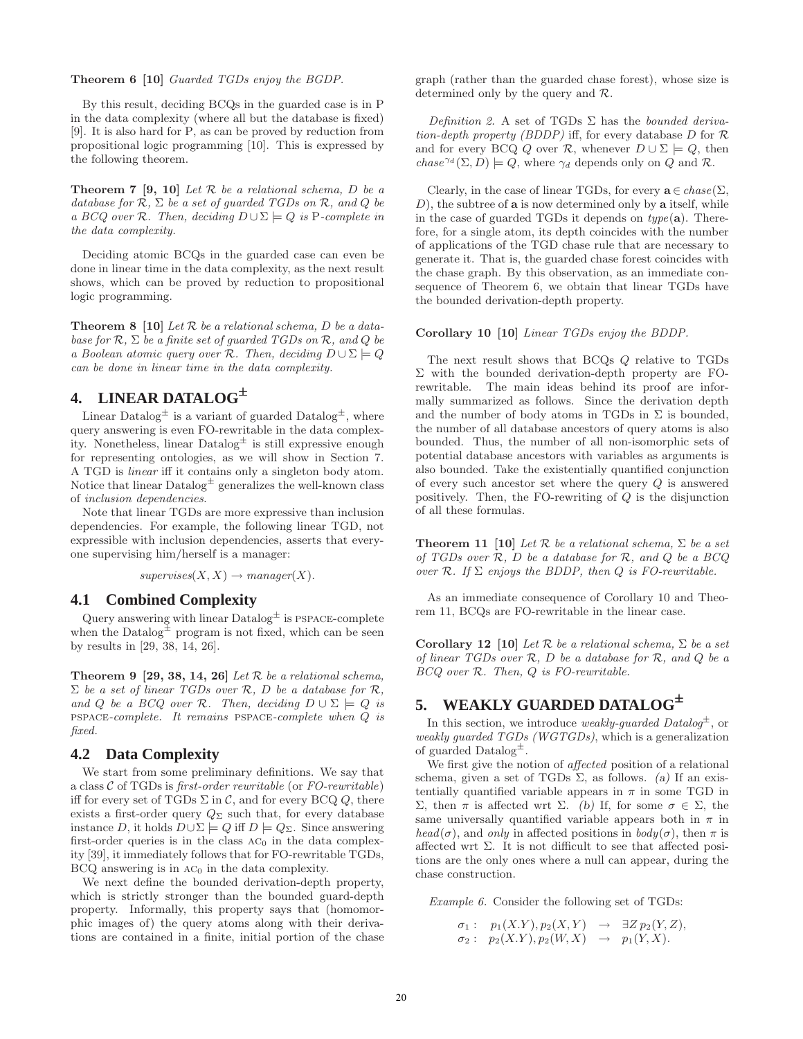**Theorem 6 [10]** *Guarded TGDs enjoy the BGDP.*

By this result, deciding BCQs in the guarded case is in P in the data complexity (where all but the database is fixed) [9]. It is also hard for P, as can be proved by reduction from propositional logic programming [10]. This is expressed by the following theorem.

**Theorem 7 [9, 10]** *Let $\mathcal{R}$ be a relational schema, $D$ be a database for $\mathcal{R}$, $\Sigma$ be a set of guarded TGDs on $\mathcal{R}$, and $Q$ be a BCQ over $\mathcal{R}$. Then, deciding $D \cup \Sigma \models Q$ is* P*-complete in the data complexity.*

Deciding atomic BCQs in the guarded case can even be done in linear time in the data complexity, as the next result shows, which can be proved by reduction to propositional logic programming.

**Theorem 8 [10]** *Let $\mathcal{R}$ be a relational schema, $D$ be a database for $\mathcal{R}$, $\Sigma$ be a finite set of guarded TGDs on $\mathcal{R}$, and $Q$ be a Boolean atomic query over $\mathcal{R}$. Then, deciding $D \cup \Sigma \models Q$ can be done in linear time in the data complexity.*

## 4. LINEAR DATALOG$^\pm$

Linear Datalog$^\pm$ is a variant of guarded Datalog$^\pm$, where query answering is even FO-rewritable in the data complexity. Nonetheless, linear Datalog$^\pm$ is still expressive enough for representing ontologies, as we will show in Section 7. A TGD is *linear* iff it contains only a singleton body atom. Notice that linear Datalog$^\pm$ generalizes the well-known class of *inclusion dependencies*.

Note that linear TGDs are more expressive than inclusion dependencies. For example, the following linear TGD, not expressible with inclusion dependencies, asserts that everyone supervising him/herself is a manager:

$$supervises(X, X) \rightarrow manager(X).$$

### 4.1 Combined Complexity

Query answering with linear Datalog$^\pm$ is PSPACE-complete when the Datalog$^\pm$ program is not fixed, which can be seen by results in [29, 38, 14, 26].

**Theorem 9 [29, 38, 14, 26]** *Let $\mathcal{R}$ be a relational schema, $\Sigma$ be a set of linear TGDs over $\mathcal{R}$, $D$ be a database for $\mathcal{R}$, and $Q$ be a BCQ over $\mathcal{R}$. Then, deciding $D \cup \Sigma \models Q$ is* PSPACE*-complete. It remains* PSPACE*-complete when $Q$ is fixed.*

### 4.2 Data Complexity

We start from some preliminary definitions. We say that a class $\mathcal{C}$ of TGDs is *first-order rewritable* (or *FO-rewritable*) iff for every set of TGDs $\Sigma$ in $\mathcal{C}$, and for every BCQ $Q$, there exists a first-order query $Q_\Sigma$ such that, for every database instance $D$, it holds $D \cup \Sigma \models Q$ iff $D \models Q_\Sigma$. Since answering first-order queries is in the class $\text{AC}_0$ in the data complexity [39], it immediately follows that for FO-rewritable TGDs, BCQ answering is in $\text{AC}_0$ in the data complexity.

We next define the bounded derivation-depth property, which is strictly stronger than the bounded guard-depth property. Informally, this property says that (homomorphic images of) the query atoms along with their derivations are contained in a finite, initial portion of the chase graph (rather than the guarded chase forest), whose size is determined only by the query and $\mathcal{R}$.

*Definition 2.* A set of TGDs $\Sigma$ has the *bounded derivation-depth property (BDDP)* iff, for every database $D$ for $\mathcal{R}$ and for every BCQ $Q$ over $\mathcal{R}$, whenever $D \cup \Sigma \models Q$, then $chase^{\gamma_d}(\Sigma, D) \models Q$, where $\gamma_d$ depends only on $Q$ and $\mathcal{R}$.

Clearly, in the case of linear TGDs, for every $\mathbf{a} \in chase(\Sigma, D)$, the subtree of $\mathbf{a}$ is now determined only by $\mathbf{a}$ itself, while in the case of guarded TGDs it depends on $type(\mathbf{a})$. Therefore, for a single atom, its depth coincides with the number of applications of the TGD chase rule that are necessary to generate it. That is, the guarded chase forest coincides with the chase graph. By this observation, as an immediate consequence of Theorem 6, we obtain that linear TGDs have the bounded derivation-depth property.

**Corollary 10 [10]** *Linear TGDs enjoy the BDDP.*

The next result shows that BCQs $Q$ relative to TGDs $\Sigma$ with the bounded derivation-depth property are FO-rewritable. The main ideas behind its proof are informally summarized as follows. Since the derivation depth and the number of body atoms in TGDs in $\Sigma$ is bounded, the number of all database ancestors of query atoms is also bounded. Thus, the number of all non-isomorphic sets of potential database ancestors with variables as arguments is also bounded. Take the existentially quantified conjunction of every such ancestor set where the query $Q$ is answered positively. Then, the FO-rewriting of $Q$ is the disjunction of all these formulas.

**Theorem 11 [10]** *Let $\mathcal{R}$ be a relational schema, $\Sigma$ be a set of TGDs over $\mathcal{R}$, $D$ be a database for $\mathcal{R}$, and $Q$ be a BCQ over $\mathcal{R}$. If $\Sigma$ enjoys the BDDP, then $Q$ is FO-rewritable.*

As an immediate consequence of Corollary 10 and Theorem 11, BCQs are FO-rewritable in the linear case.

**Corollary 12 [10]** *Let $\mathcal{R}$ be a relational schema, $\Sigma$ be a set of linear TGDs over $\mathcal{R}$, $D$ be a database for $\mathcal{R}$, and $Q$ be a BCQ over $\mathcal{R}$. Then, $Q$ is FO-rewritable.*

## 5. WEAKLY GUARDED DATALOG$^\pm$

In this section, we introduce *weakly-guarded Datalog$^\pm$*, or *weakly guarded TGDs (WGTGDs)*, which is a generalization of guarded Datalog$^\pm$.

We first give the notion of *affected* position of a relational schema, given a set of TGDs $\Sigma$, as follows. *(a)* If an existentially quantified variable appears in $\pi$ in some TGD in $\Sigma$, then $\pi$ is affected wrt $\Sigma$. *(b)* If, for some $\sigma \in \Sigma$, the same universally quantified variable appears both in $\pi$ in $head(\sigma)$, and *only* in affected positions in $body(\sigma)$, then $\pi$ is affected wrt $\Sigma$. It is not difficult to see that affected positions are the only ones where a null can appear, during the chase construction.

*Example 6.* Consider the following set of TGDs:

$$\begin{array}{llcl} \sigma_1: & p_1(X.Y), p_2(X, Y) & \rightarrow & \exists Z\, p_2(Y, Z), \\ \sigma_2: & p_2(X.Y), p_2(W, X) & \rightarrow & p_1(Y, X). \end{array}$$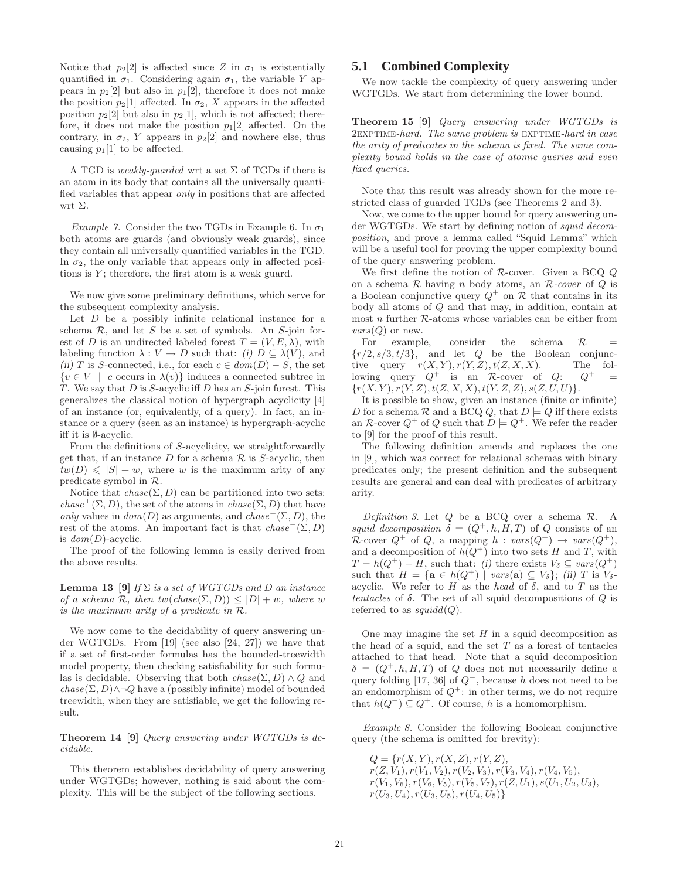Notice that $p_2[2]$ is affected since $Z$ in $\sigma_1$ is existentially quantified in $\sigma_1$. Considering again $\sigma_1$, the variable $Y$ appears in $p_2[2]$ but also in $p_1[2]$, therefore it does not make the position $p_2[1]$ affected. In $\sigma_2$, $X$ appears in the affected position $p_2[2]$ but also in $p_2[1]$, which is not affected; therefore, it does not make the position $p_1[2]$ affected. On the contrary, in $\sigma_2$, $Y$ appears in $p_2[2]$ and nowhere else, thus causing $p_1[1]$ to be affected.

A TGD is *weakly-guarded* wrt a set $\Sigma$ of TGDs if there is an atom in its body that contains all the universally quantified variables that appear *only* in positions that are affected wrt $\Sigma$.

*Example 7.* Consider the two TGDs in Example 6. In $\sigma_1$ both atoms are guards (and obviously weak guards), since they contain all universally quantified variables in the TGD. In $\sigma_2$, the only variable that appears only in affected positions is $Y$; therefore, the first atom is a weak guard.

We now give some preliminary definitions, which serve for the subsequent complexity analysis.

Let $D$ be a possibly infinite relational instance for a schema $\mathcal{R}$, and let $S$ be a set of symbols. An $S$-join forest of $D$ is an undirected labeled forest $T = (V, E, \lambda)$, with labeling function $\lambda : V \rightarrow D$ such that: *(i)* $D \subseteq \lambda(V)$, and *(ii)* $T$ is $S$-connected, i.e., for each $c \in dom(D) - S$, the set $\{v \in V \mid c \text{ occurs in } \lambda(v)\}$ induces a connected subtree in $T$. We say that $D$ is $S$-acyclic iff $D$ has an $S$-join forest. This generalizes the classical notion of hypergraph acyclicity [4] of an instance (or, equivalently, of a query). In fact, an instance or a query (seen as an instance) is hypergraph-acyclic iff it is $\emptyset$-acyclic.

From the definitions of $S$-acyclicity, we straightforwardly get that, if an instance $D$ for a schema $\mathcal{R}$ is $S$-acyclic, then $tw(D) \leqslant |S| + w$, where $w$ is the maximum arity of any predicate symbol in $\mathcal{R}$.

Notice that $chase(\Sigma, D)$ can be partitioned into two sets: $chase^{\perp}(\Sigma, D)$, the set of the atoms in $chase(\Sigma, D)$ that have *only* values in $dom(D)$ as arguments, and $chase^{+}(\Sigma, D)$, the rest of the atoms. An important fact is that $chase^{+}(\Sigma, D)$ is $dom(D)$-acyclic.

The proof of the following lemma is easily derived from the above results.

**Lemma 13 [9]** *If $\Sigma$ is a set of WGTGDs and $D$ an instance of a schema $\mathcal{R}$, then $tw(chase(\Sigma, D)) \leq |D| + w$, where $w$ is the maximum arity of a predicate in $\mathcal{R}$.*

We now come to the decidability of query answering under WGTGDs. From [19] (see also [24, 27]) we have that if a set of first-order formulas has the bounded-treewidth model property, then checking satisfiability for such formulas is decidable. Observing that both $chase(\Sigma, D) \wedge Q$ and $chase(\Sigma, D) \wedge \neg Q$ have a (possibly infinite) model of bounded treewidth, when they are satisfiable, we get the following result.

**Theorem 14 [9]** *Query answering under WGTGDs is decidable.*

This theorem establishes decidability of query answering under WGTGDs; however, nothing is said about the complexity. This will be the subject of the following sections.

## 5.1 Combined Complexity

We now tackle the complexity of query answering under WGTGDs. We start from determining the lower bound.

**Theorem 15 [9]** *Query answering under WGTGDs is* 2EXPTIME*-hard. The same problem is* EXPTIME*-hard in case the arity of predicates in the schema is fixed. The same complexity bound holds in the case of atomic queries and even fixed queries.*

Note that this result was already shown for the more restricted class of guarded TGDs (see Theorems 2 and 3).

Now, we come to the upper bound for query answering under WGTGDs. We start by defining notion of *squid decomposition*, and prove a lemma called "Squid Lemma" which will be a useful tool for proving the upper complexity bound of the query answering problem.

We first define the notion of $\mathcal{R}$-cover. Given a BCQ $Q$ on a schema $\mathcal{R}$ having $n$ body atoms, an $\mathcal{R}$*-cover* of $Q$ is a Boolean conjunctive query $Q^+$ on $\mathcal{R}$ that contains in its body all atoms of $Q$ and that may, in addition, contain at most $n$ further $\mathcal{R}$-atoms whose variables can be either from $vars(Q)$ or new.

For example, consider the schema $\mathcal{R} = \{r/2, s/3, t/3\}$, and let $Q$ be the Boolean conjunctive query $r(X, Y), r(Y, Z), t(Z, X, X)$. The following query $Q^+$ is an $\mathcal{R}$-cover of $Q$: $Q^+ = \{r(X, Y), r(Y, Z), t(Z, X, X), t(Y, Z, Z), s(Z, U, U)\}$.

It is possible to show, given an instance (finite or infinite) $D$ for a schema $\mathcal{R}$ and a BCQ $Q$, that $D \models Q$ iff there exists an $\mathcal{R}$-cover $Q^+$ of $Q$ such that $D \models Q^+$. We refer the reader to [9] for the proof of this result.

The following definition amends and replaces the one in [9], which was correct for relational schemas with binary predicates only; the present definition and the subsequent results are general and can deal with predicates of arbitrary arity.

*Definition 3.* Let $Q$ be a BCQ over a schema $\mathcal{R}$. A *squid decomposition* $\delta = (Q^+, h, H, T)$ of $Q$ consists of an $\mathcal{R}$-cover $Q^+$ of $Q$, a mapping $h : vars(Q^+) \rightarrow vars(Q^+)$, and a decomposition of $h(Q^+)$ into two sets $H$ and $T$, with $T = h(Q^+) - H$, such that: *(i)* there exists $V_\delta \subseteq vars(Q^+)$ such that $H = \{\mathbf{a} \in h(Q^+) \mid vars(\mathbf{a}) \subseteq V_\delta\}$; *(ii)* $T$ is $V_\delta$-acyclic. We refer to $H$ as the *head* of $\delta$, and to $T$ as the *tentacles* of $\delta$. The set of all squid decompositions of $Q$ is referred to as $squidd(Q)$.

One may imagine the set $H$ in a squid decomposition as the head of a squid, and the set $T$ as a forest of tentacles attached to that head. Note that a squid decomposition $\delta = (Q^+, h, H, T)$ of $Q$ does not not necessarily define a query folding [17, 36] of $Q^+$, because $h$ does not need to be an endomorphism of $Q^+$: in other terms, we do not require that $h(Q^+) \subseteq Q^+$. Of course, $h$ is a homomorphism.

*Example 8.* Consider the following Boolean conjunctive query (the schema is omitted for brevity):

$Q = \{r(X, Y), r(X, Z), r(Y, Z),$
$r(Z, V_1), r(V_1, V_2), r(V_2, V_3), r(V_3, V_4), r(V_4, V_5),$
$r(V_1, V_6), r(V_6, V_5), r(V_5, V_7), r(Z, U_1), s(U_1, U_2, U_3),$
$r(U_3, U_4), r(U_3, U_5), r(U_4, U_5)\}$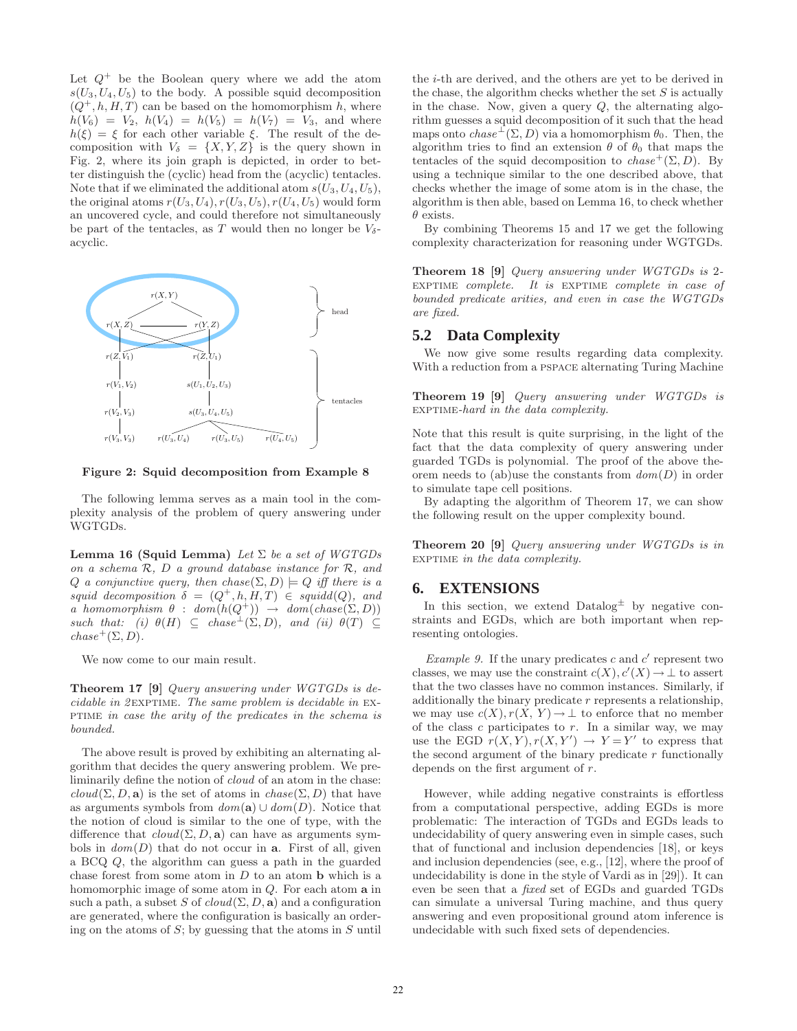Let $Q^+$ be the Boolean query where we add the atom $s(U_3, U_4, U_5)$ to the body. A possible squid decomposition $(Q^+, h, H, T)$ can be based on the homomorphism $h$, where $h(V_6) = V_2$, $h(V_4) = h(V_5) = h(V_7) = V_3$, and where $h(\xi) = \xi$ for each other variable $\xi$. The result of the decomposition with $V_\delta = \{X, Y, Z\}$ is the query shown in Fig. 2, where its join graph is depicted, in order to better distinguish the (cyclic) head from the (acyclic) tentacles. Note that if we eliminated the additional atom $s(U_3, U_4, U_5)$, the original atoms $r(U_3, U_4), r(U_3, U_5), r(U_4, U_5)$ would form an uncovered cycle, and could therefore not simultaneously be part of the tentacles, as $T$ would then no longer be $V_\delta$-acyclic.

**Figure 2: Squid decomposition from Example 8**

The following lemma serves as a main tool in the complexity analysis of the problem of query answering under WGTGDs.

**Lemma 16 (Squid Lemma)** *Let $\Sigma$ be a set of WGTGDs on a schema $\mathcal{R}$, $D$ a ground database instance for $\mathcal{R}$, and $Q$ a conjunctive query, then $chase(\Sigma, D) \models Q$ iff there is a squid decomposition $\delta = (Q^+, h, H, T) \in squidd(Q)$, and a homomorphism $\theta : dom(h(Q^+)) \rightarrow dom(chase(\Sigma, D))$ such that: (i) $\theta(H) \subseteq chase^\perp(\Sigma, D)$, and (ii) $\theta(T) \subseteq chase^+(\Sigma, D)$.*

We now come to our main result.

**Theorem 17 [9]** *Query answering under WGTGDs is decidable in 2*EXPTIME*. The same problem is decidable in* EXPTIME *in case the arity of the predicates in the schema is bounded.*

The above result is proved by exhibiting an alternating algorithm that decides the query answering problem. We preliminarily define the notion of *cloud* of an atom in the chase: $cloud(\Sigma, D, \mathbf{a})$ is the set of atoms in $chase(\Sigma, D)$ that have as arguments symbols from $dom(\mathbf{a}) \cup dom(D)$. Notice that the notion of cloud is similar to the one of type, with the difference that $cloud(\Sigma, D, \mathbf{a})$ can have as arguments symbols in $dom(D)$ that do not occur in $\mathbf{a}$. First of all, given a BCQ $Q$, the algorithm can guess a path in the guarded chase forest from some atom in $D$ to an atom $\mathbf{b}$ which is a homomorphic image of some atom in $Q$. For each atom $\mathbf{a}$ in such a path, a subset $S$ of $cloud(\Sigma, D, \mathbf{a})$ and a configuration are generated, where the configuration is basically an ordering on the atoms of $S$; by guessing that the atoms in $S$ until the $i$-th are derived, and the others are yet to be derived in the chase, the algorithm checks whether the set $S$ is actually in the chase. Now, given a query $Q$, the alternating algorithm guesses a squid decomposition of it such that the head maps onto $chase^\perp(\Sigma, D)$ via a homomorphism $\theta_0$. Then, the algorithm tries to find an extension $\theta$ of $\theta_0$ that maps the tentacles of the squid decomposition to $chase^+(\Sigma, D)$. By using a technique similar to the one described above, that checks whether the image of some atom is in the chase, the algorithm is then able, based on Lemma 16, to check whether $\theta$ exists.

By combining Theorems 15 and 17 we get the following complexity characterization for reasoning under WGTGDs.

**Theorem 18 [9]** *Query answering under WGTGDs is 2-*EXPTIME *complete. It is* EXPTIME *complete in case of bounded predicate arities, and even in case the WGTGDs are fixed.*

## 5.2 Data Complexity

We now give some results regarding data complexity. With a reduction from a PSPACE alternating Turing Machine

**Theorem 19 [9]** *Query answering under WGTGDs is* EXPTIME*-hard in the data complexity.*

Note that this result is quite surprising, in the light of the fact that the data complexity of query answering under guarded TGDs is polynomial. The proof of the above theorem needs to (ab)use the constants from $dom(D)$ in order to simulate tape cell positions.

By adapting the algorithm of Theorem 17, we can show the following result on the upper complexity bound.

**Theorem 20 [9]** *Query answering under WGTGDs is in* EXPTIME *in the data complexity.*

# 6. EXTENSIONS

In this section, we extend Datalog$^\pm$ by negative constraints and EGDs, which are both important when representing ontologies.

*Example 9.* If the unary predicates $c$ and $c'$ represent two classes, we may use the constraint $c(X), c'(X) \rightarrow \perp$ to assert that the two classes have no common instances. Similarly, if additionally the binary predicate $r$ represents a relationship, we may use $c(X), r(X, Y) \rightarrow \perp$ to enforce that no member of the class $c$ participates to $r$. In a similar way, we may use the EGD $r(X, Y), r(X, Y') \rightarrow Y = Y'$ to express that the second argument of the binary predicate $r$ functionally depends on the first argument of $r$.

However, while adding negative constraints is effortless from a computational perspective, adding EGDs is more problematic: The interaction of TGDs and EGDs leads to undecidability of query answering even in simple cases, such that of functional and inclusion dependencies [18], or keys and inclusion dependencies (see, e.g., [12], where the proof of undecidability is done in the style of Vardi as in [29]). It can even be seen that a *fixed* set of EGDs and guarded TGDs can simulate a universal Turing machine, and thus query answering and even propositional ground atom inference is undecidable with such fixed sets of dependencies.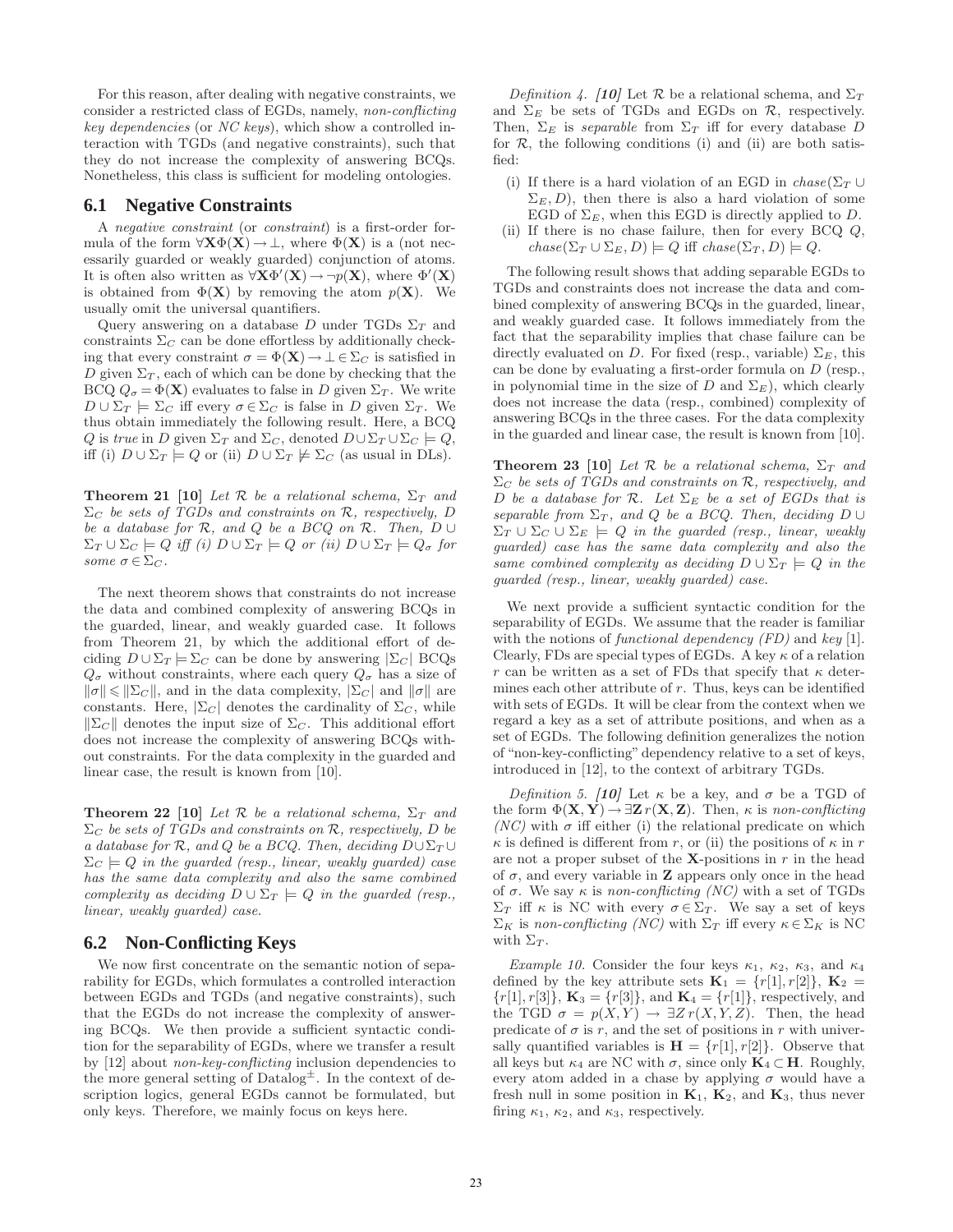For this reason, after dealing with negative constraints, we consider a restricted class of EGDs, namely, *non-conflicting key dependencies* (or *NC keys*), which show a controlled interaction with TGDs (and negative constraints), such that they do not increase the complexity of answering BCQs. Nonetheless, this class is sufficient for modeling ontologies.

## 6.1 Negative Constraints

A *negative constraint* (or *constraint*) is a first-order formula of the form $\forall \mathbf{X}\Phi(\mathbf{X}) \rightarrow \bot$, where $\Phi(\mathbf{X})$ is a (not necessarily guarded or weakly guarded) conjunction of atoms. It is often also written as $\forall \mathbf{X}\Phi'(\mathbf{X}) \rightarrow \neg p(\mathbf{X})$, where $\Phi'(\mathbf{X})$ is obtained from $\Phi(\mathbf{X})$ by removing the atom $p(\mathbf{X})$. We usually omit the universal quantifiers.

Query answering on a database $D$ under TGDs $\Sigma_T$ and constraints $\Sigma_C$ can be done effortless by additionally checking that every constraint $\sigma = \Phi(\mathbf{X}) \rightarrow \bot \in \Sigma_C$ is satisfied in $D$ given $\Sigma_T$, each of which can be done by checking that the BCQ $Q_\sigma = \Phi(\mathbf{X})$ evaluates to false in $D$ given $\Sigma_T$. We write $D \cup \Sigma_T \models \Sigma_C$ iff every $\sigma \in \Sigma_C$ is false in $D$ given $\Sigma_T$. We thus obtain immediately the following result. Here, a BCQ $Q$ is *true* in $D$ given $\Sigma_T$ and $\Sigma_C$, denoted $D \cup \Sigma_T \cup \Sigma_C \models Q$, iff (i) $D \cup \Sigma_T \models Q$ or (ii) $D \cup \Sigma_T \not\models \Sigma_C$ (as usual in DLs).

**Theorem 21 [10]** *Let $\mathcal{R}$ be a relational schema, $\Sigma_T$ and $\Sigma_C$ be sets of TGDs and constraints on $\mathcal{R}$, respectively, $D$ be a database for $\mathcal{R}$, and $Q$ be a BCQ on $\mathcal{R}$. Then, $D \cup \Sigma_T \cup \Sigma_C \models Q$ iff (i) $D \cup \Sigma_T \models Q$ or (ii) $D \cup \Sigma_T \models Q_\sigma$ for some $\sigma \in \Sigma_C$.*

The next theorem shows that constraints do not increase the data and combined complexity of answering BCQs in the guarded, linear, and weakly guarded case. It follows from Theorem 21, by which the additional effort of deciding $D \cup \Sigma_T \models \Sigma_C$ can be done by answering $|\Sigma_C|$ BCQs $Q_\sigma$ without constraints, where each query $Q_\sigma$ has a size of $\|\sigma\| \leqslant \|\Sigma_C\|$, and in the data complexity, $|\Sigma_C|$ and $\|\sigma\|$ are constants. Here, $|\Sigma_C|$ denotes the cardinality of $\Sigma_C$, while $\|\Sigma_C\|$ denotes the input size of $\Sigma_C$. This additional effort does not increase the complexity of answering BCQs without constraints. For the data complexity in the guarded and linear case, the result is known from [10].

**Theorem 22 [10]** *Let $\mathcal{R}$ be a relational schema, $\Sigma_T$ and $\Sigma_C$ be sets of TGDs and constraints on $\mathcal{R}$, respectively, $D$ a database for $\mathcal{R}$, and $Q$ be a BCQ. Then, deciding $D \cup \Sigma_T \cup \Sigma_C \models Q$ in the guarded (resp., linear, weakly guarded) case has the same data complexity and also the same combined complexity as deciding $D \cup \Sigma_T \models Q$ in the guarded (resp., linear, weakly guarded) case.*

## 6.2 Non-Conflicting Keys

We now first concentrate on the semantic notion of separability for EGDs, which formulates a controlled interaction between EGDs and TGDs (and negative constraints), such that the EGDs do not increase the complexity of answering BCQs. We then provide a sufficient syntactic condition for the separability of EGDs, where we transfer a result by [12] about *non-key-conflicting* inclusion dependencies to the more general setting of Datalog$^\pm$. In the context of description logics, general EGDs cannot be formulated, but only keys. Therefore, we mainly focus on keys here.

*Definition 4. **[10]*** Let $\mathcal{R}$ be a relational schema, and $\Sigma_T$ and $\Sigma_E$ be sets of TGDs and EGDs on $\mathcal{R}$, respectively. Then, $\Sigma_E$ is *separable* from $\Sigma_T$ iff for every database $D$ for $\mathcal{R}$, the following conditions (i) and (ii) are both satisfied:

- (i) If there is a hard violation of an EGD in $chase(\Sigma_T \cup \Sigma_E, D)$, then there is also a hard violation of some EGD of $\Sigma_E$, when this EGD is directly applied to $D$.
- (ii) If there is no chase failure, then for every BCQ $Q$, $chase(\Sigma_T \cup \Sigma_E, D) \models Q$ iff $chase(\Sigma_T, D) \models Q$.

The following result shows that adding separable EGDs to TGDs and constraints does not increase the data and combined complexity of answering BCQs in the guarded, linear, and weakly guarded case. It follows immediately from the fact that the separability implies that chase failure can be directly evaluated on $D$. For fixed (resp., variable) $\Sigma_E$, this can be done by evaluating a first-order formula on $D$ (resp., in polynomial time in the size of $D$ and $\Sigma_E$), which clearly does not increase the data (resp., combined) complexity of answering BCQs in the three cases. For the data complexity in the guarded and linear case, the result is known from [10].

**Theorem 23 [10]** *Let $\mathcal{R}$ be a relational schema, $\Sigma_T$ and $\Sigma_C$ be sets of TGDs and constraints on $\mathcal{R}$, respectively, and $D$ be a database for $\mathcal{R}$. Let $\Sigma_E$ be a set of EGDs that is separable from $\Sigma_T$, and $Q$ be a BCQ. Then, deciding $D \cup \Sigma_T \cup \Sigma_C \cup \Sigma_E \models Q$ in the guarded (resp., linear, weakly guarded) case has the same data complexity and also the same combined complexity as deciding $D \cup \Sigma_T \models Q$ in the guarded (resp., linear, weakly guarded) case.*

We next provide a sufficient syntactic condition for the separability of EGDs. We assume that the reader is familiar with the notions of *functional dependency (FD)* and *key* [1]. Clearly, FDs are special types of EGDs. A key $\kappa$ of a relation $r$ can be written as a set of FDs that specify that $\kappa$ determines each other attribute of $r$. Thus, keys can be identified with sets of EGDs. It will be clear from the context when we regard a key as a set of attribute positions, and when as a set of EGDs. The following definition generalizes the notion of "non-key-conflicting" dependency relative to a set of keys, introduced in [12], to the context of arbitrary TGDs.

*Definition 5. **[10]*** Let $\kappa$ be a key, and $\sigma$ be a TGD of the form $\Phi(\mathbf{X}, \mathbf{Y}) \rightarrow \exists \mathbf{Z}\, r(\mathbf{X}, \mathbf{Z})$. Then, $\kappa$ is *non-conflicting (NC)* with $\sigma$ iff either (i) the relational predicate on which $\kappa$ is defined is different from $r$, or (ii) the positions of $\kappa$ in $r$ are not a proper subset of the $\mathbf{X}$-positions in $r$ in the head of $\sigma$, and every variable in $\mathbf{Z}$ appears only once in the head of $\sigma$. We say $\kappa$ is *non-conflicting (NC)* with a set of TGDs $\Sigma_T$ iff $\kappa$ is NC with every $\sigma \in \Sigma_T$. We say a set of keys $\Sigma_K$ is *non-conflicting (NC)* with $\Sigma_T$ iff every $\kappa \in \Sigma_K$ is NC with $\Sigma_T$.

*Example 10.* Consider the four keys $\kappa_1$, $\kappa_2$, $\kappa_3$, and $\kappa_4$ defined by the key attribute sets $\mathbf{K}_1 = \{r[1], r[2]\}$, $\mathbf{K}_2 = \{r[1], r[3]\}$, $\mathbf{K}_3 = \{r[3]\}$, and $\mathbf{K}_4 = \{r[1]\}$, respectively, and the TGD $\sigma = p(X, Y) \rightarrow \exists Z\, r(X, Y, Z)$. Then, the head predicate of $\sigma$ is $r$, and the set of positions in $r$ with universally quantified variables is $\mathbf{H} = \{r[1], r[2]\}$. Observe that all keys but $\kappa_4$ are NC with $\sigma$, since only $\mathbf{K}_4 \subset \mathbf{H}$. Roughly, every atom added in a chase by applying $\sigma$ would have a fresh null in some position in $\mathbf{K}_1$, $\mathbf{K}_2$, and $\mathbf{K}_3$, thus never firing $\kappa_1$, $\kappa_2$, and $\kappa_3$, respectively.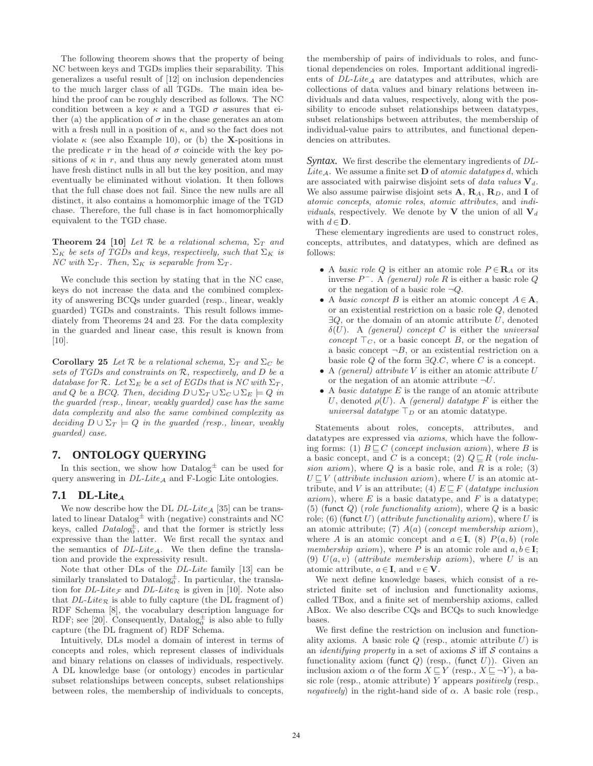The following theorem shows that the property of being NC between keys and TGDs implies their separability. This generalizes a useful result of [12] on inclusion dependencies to the much larger class of all TGDs. The main idea behind the proof can be roughly described as follows. The NC condition between a key $\kappa$ and a TGD $\sigma$ assures that either (a) the application of $\sigma$ in the chase generates an atom with a fresh null in a position of $\kappa$, and so the fact does not violate $\kappa$ (see also Example 10), or (b) the **X**-positions in the predicate $r$ in the head of $\sigma$ coincide with the key positions of $\kappa$ in $r$, and thus any newly generated atom must have fresh distinct nulls in all but the key position, and may eventually be eliminated without violation. It then follows that the full chase does not fail. Since the new nulls are all distinct, it also contains a homomorphic image of the TGD chase. Therefore, the full chase is in fact homomorphically equivalent to the TGD chase.

**Theorem 24 [10]** *Let $\mathcal{R}$ be a relational schema, $\Sigma_T$ and $\Sigma_K$ be sets of TGDs and keys, respectively, such that $\Sigma_K$ is NC with $\Sigma_T$. Then, $\Sigma_K$ is separable from $\Sigma_T$.*

We conclude this section by stating that in the NC case, keys do not increase the data and the combined complexity of answering BCQs under guarded (resp., linear, weakly guarded) TGDs and constraints. This result follows immediately from Theorems 24 and 23. For the data complexity in the guarded and linear case, this result is known from [10].

**Corollary 25** *Let $\mathcal{R}$ be a relational schema, $\Sigma_T$ and $\Sigma_C$ be sets of TGDs and constraints on $\mathcal{R}$, respectively, and $D$ be a database for $\mathcal{R}$. Let $\Sigma_E$ be a set of EGDs that is NC with $\Sigma_T$, and $Q$ be a BCQ. Then, deciding $D \cup \Sigma_T \cup \Sigma_C \cup \Sigma_E \models Q$ in the guarded (resp., linear, weakly guarded) case has the same data complexity and also the same combined complexity as deciding $D \cup \Sigma_T \models Q$ in the guarded (resp., linear, weakly guarded) case.*

# 7. ONTOLOGY QUERYING

In this section, we show how Datalog$^\pm$ can be used for query answering in *DL-Lite*$_\mathcal{A}$ and F-Logic Lite ontologies.

## 7.1 DL-Lite$_\mathcal{A}$

We now describe how the DL *DL-Lite*$_\mathcal{A}$ [35] can be translated to linear Datalog$^\pm$ with (negative) constraints and NC keys, called *Datalog*$_0^\pm$, and that the former is strictly less expressive than the latter. We first recall the syntax and the semantics of *DL-Lite*$_\mathcal{A}$. We then define the translation and provide the expressivity result.

Note that other DLs of the *DL-Lite* family [13] can be similarly translated to Datalog$_0^\pm$. In particular, the translation for *DL-Lite*$_\mathcal{F}$ and *DL-Lite*$_\mathcal{R}$ is given in [10]. Note also that *DL-Lite*$_\mathcal{R}$ is able to fully capture (the DL fragment of) RDF Schema [8], the vocabulary description language for RDF; see [20]. Consequently, Datalog$_0^\pm$ is also able to fully capture (the DL fragment of) RDF Schema.

Intuitively, DLs model a domain of interest in terms of concepts and roles, which represent classes of individuals and binary relations on classes of individuals, respectively. A DL knowledge base (or ontology) encodes in particular subset relationships between concepts, subset relationships between roles, the membership of individuals to concepts, the membership of pairs of individuals to roles, and functional dependencies on roles. Important additional ingredients of *DL-Lite*$_\mathcal{A}$ are datatypes and attributes, which are collections of data values and binary relations between individuals and data values, respectively, along with the possibility to encode subset relationships between datatypes, subset relationships between attributes, the membership of individual-value pairs to attributes, and functional dependencies on attributes.

***Syntax.*** We first describe the elementary ingredients of *DL-Lite*$_\mathcal{A}$. We assume a finite set $\mathbf{D}$ of *atomic datatypes* $d$, which are associated with pairwise disjoint sets of *data values* $\mathbf{V}_d$. We also assume pairwise disjoint sets $\mathbf{A}$, $\mathbf{R}_A$, $\mathbf{R}_D$, and $\mathbf{I}$ of *atomic concepts*, *atomic roles*, *atomic attributes*, and *individuals*, respectively. We denote by $\mathbf{V}$ the union of all $\mathbf{V}_d$ with $d \in \mathbf{D}$.

These elementary ingredients are used to construct roles, concepts, attributes, and datatypes, which are defined as follows:

- A *basic role* $Q$ is either an atomic role $P \in \mathbf{R}_A$ or its inverse $P^-$. A *(general) role* $R$ is either a basic role $Q$ or the negation of a basic role $\neg Q$.
- A *basic concept* $B$ is either an atomic concept $A \in \mathbf{A}$, or an existential restriction on a basic role $Q$, denoted $\exists Q$, or the domain of an atomic attribute $U$, denoted $\delta(U)$. A *(general) concept* $C$ is either the *universal concept* $\top_C$, or a basic concept $B$, or the negation of a basic concept $\neg B$, or an existential restriction on a basic role $Q$ of the form $\exists Q.C$, where $C$ is a concept.
- A *(general) attribute* $V$ is either an atomic attribute $U$ or the negation of an atomic attribute $\neg U$.
- A *basic datatype* $E$ is the range of an atomic attribute $U$, denoted $\rho(U)$. A *(general) datatype* $F$ is either the *universal datatype* $\top_D$ or an atomic datatype.

Statements about roles, concepts, attributes, and datatypes are expressed via *axioms*, which have the following forms: (1) $B \sqsubseteq C$ (*concept inclusion axiom*), where $B$ is a basic concept, and $C$ is a concept; (2) $Q \sqsubseteq R$ (*role inclusion axiom*), where $Q$ is a basic role, and $R$ is a role; (3) $U \sqsubseteq V$ (*attribute inclusion axiom*), where $U$ is an atomic attribute, and $V$ is an attribute; (4) $E \sqsubseteq F$ (*datatype inclusion axiom*), where $E$ is a basic datatype, and $F$ is a datatype; (5) $(\mathsf{funct}\ Q)$ (*role functionality axiom*), where $Q$ is a basic role; (6) $(\mathsf{funct}\ U)$ (*attribute functionality axiom*), where $U$ is an atomic attribute; (7) $A(a)$ (*concept membership axiom*), where $A$ is an atomic concept and $a \in \mathbf{I}$, (8) $P(a,b)$ (*role membership axiom*), where $P$ is an atomic role and $a, b \in \mathbf{I}$; (9) $U(a,v)$ (*attribute membership axiom*), where $U$ is an atomic attribute, $a \in \mathbf{I}$, and $v \in \mathbf{V}$.

We next define knowledge bases, which consist of a restricted finite set of inclusion and functionality axioms, called TBox, and a finite set of membership axioms, called ABox. We also describe CQs and BCQs to such knowledge bases.

We first define the restriction on inclusion and functionality axioms. A basic role $Q$ (resp., atomic attribute $U$) is an *identifying property* in a set of axioms $\mathcal{S}$ iff $\mathcal{S}$ contains a functionality axiom $(\mathsf{funct}\ Q)$ (resp., $(\mathsf{funct}\ U)$). Given an inclusion axiom $\alpha$ of the form $X \sqsubseteq Y$ (resp., $X \sqsubseteq \neg Y$), a basic role (resp., atomic attribute) $Y$ appears *positively* (resp., *negatively*) in the right-hand side of $\alpha$. A basic role (resp.,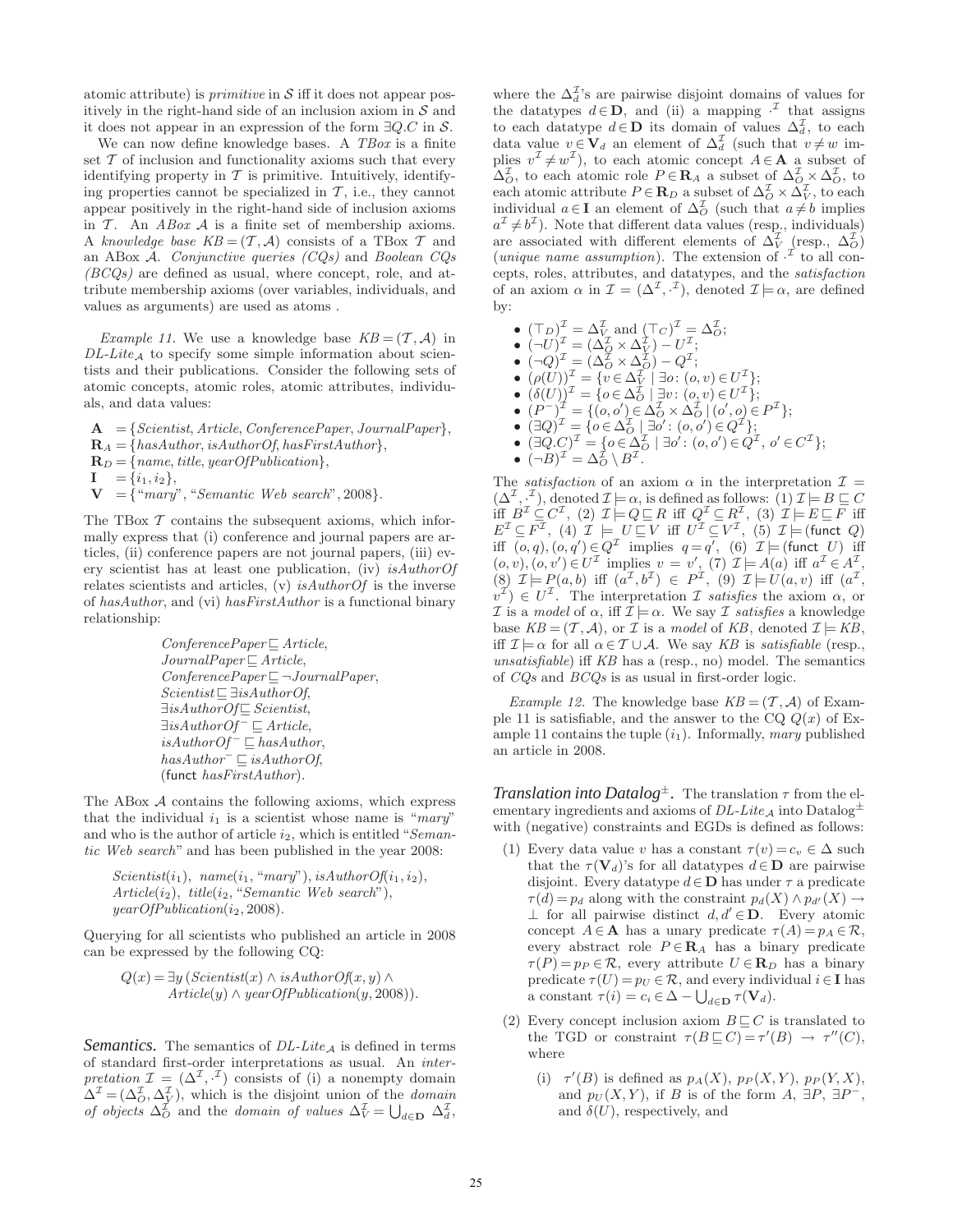atomic attribute) is *primitive* in $\mathcal{S}$ iff it does not appear positively in the right-hand side of an inclusion axiom in $\mathcal{S}$ and it does not appear in an expression of the form $\exists Q.C$ in $\mathcal{S}$.

We can now define knowledge bases. A *TBox* is a finite set $\mathcal{T}$ of inclusion and functionality axioms such that every identifying property in $\mathcal{T}$ is primitive. Intuitively, identifying properties cannot be specialized in $\mathcal{T}$, i.e., they cannot appear positively in the right-hand side of inclusion axioms in $\mathcal{T}$. An *ABox* $\mathcal{A}$ is a finite set of membership axioms. A *knowledge base* $KB = (\mathcal{T}, \mathcal{A})$ consists of a TBox $\mathcal{T}$ and an ABox $\mathcal{A}$. *Conjunctive queries (CQs)* and *Boolean CQs (BCQs)* are defined as usual, where concept, role, and attribute membership axioms (over variables, individuals, and values as arguments) are used as atoms .

*Example 11.* We use a knowledge base $KB = (\mathcal{T}, \mathcal{A})$ in *DL-Lite*$_\mathcal{A}$ to specify some simple information about scientists and their publications. Consider the following sets of atomic concepts, atomic roles, atomic attributes, individuals, and data values:

$$\begin{aligned}
\mathbf{A} &= \{\mathit{Scientist}, \mathit{Article}, \mathit{ConferencePaper}, \mathit{JournalPaper}\},\\
\mathbf{R}_A &= \{\mathit{hasAuthor}, \mathit{isAuthorOf}, \mathit{hasFirstAuthor}\},\\
\mathbf{R}_D &= \{\mathit{name}, \mathit{title}, \mathit{yearOfPublication}\},\\
\mathbf{I} &= \{i_1, i_2\},\\
\mathbf{V} &= \{\text{“}\mathit{mary}\text{”}, \text{“}\mathit{Semantic\ Web\ search}\text{”}, 2008\}.
\end{aligned}$$

The TBox $\mathcal{T}$ contains the subsequent axioms, which informally express that (i) conference and journal papers are articles, (ii) conference papers are not journal papers, (iii) every scientist has at least one publication, (iv) *isAuthorOf* relates scientists and articles, (v) *isAuthorOf* is the inverse of *hasAuthor*, and (vi) *hasFirstAuthor* is a functional binary relationship:

$$\begin{aligned}
&\mathit{ConferencePaper} \sqsubseteq \mathit{Article},\\
&\mathit{JournalPaper} \sqsubseteq \mathit{Article},\\
&\mathit{ConferencePaper} \sqsubseteq \neg \mathit{JournalPaper},\\
&\mathit{Scientist} \sqsubseteq \exists \mathit{isAuthorOf},\\
&\exists \mathit{isAuthorOf} \sqsubseteq \mathit{Scientist},\\
&\exists \mathit{isAuthorOf}^- \sqsubseteq \mathit{Article},\\
&\mathit{isAuthorOf}^- \sqsubseteq \mathit{hasAuthor},\\
&\mathit{hasAuthor}^- \sqsubseteq \mathit{isAuthorOf},\\
&(\mathsf{funct}\ \mathit{hasFirstAuthor}).
\end{aligned}$$

The ABox $\mathcal{A}$ contains the following axioms, which express that the individual $i_1$ is a scientist whose name is “*mary*” and who is the author of article $i_2$, which is entitled “*Semantic Web search*” and has been published in the year 2008:

$$\begin{aligned}
&\mathit{Scientist}(i_1),\ \mathit{name}(i_1, \text{“}\mathit{mary}\text{”}), \mathit{isAuthorOf}(i_1, i_2),\\
&\mathit{Article}(i_2),\ \mathit{title}(i_2, \text{“}\mathit{Semantic\ Web\ search}\text{”}),\\
&\mathit{yearOfPublication}(i_2, 2008).
\end{aligned}$$

Querying for all scientists who published an article in 2008 can be expressed by the following CQ:

$$\begin{aligned}
Q(x) = \exists y\, (&\mathit{Scientist}(x) \wedge \mathit{isAuthorOf}(x, y) \wedge\\
&\mathit{Article}(y) \wedge \mathit{yearOfPublication}(y, 2008)).
\end{aligned}$$

***Semantics.*** The semantics of *DL-Lite*$_\mathcal{A}$ is defined in terms of standard first-order interpretations as usual. An *interpretation* $\mathcal{I} = (\Delta^\mathcal{I}, \cdot^\mathcal{I})$ consists of (i) a nonempty domain $\Delta^\mathcal{I} = (\Delta^\mathcal{I}_O, \Delta^\mathcal{I}_V)$, which is the disjoint union of the *domain of objects* $\Delta^\mathcal{I}_O$ and the *domain of values* $\Delta^\mathcal{I}_V = \bigcup_{d \in \mathbf{D}} \Delta^\mathcal{I}_d$, where the $\Delta^\mathcal{I}_d$'s are pairwise disjoint domains of values for the datatypes $d \in \mathbf{D}$, and (ii) a mapping $\cdot^\mathcal{I}$ that assigns to each datatype $d \in \mathbf{D}$ its domain of values $\Delta^\mathcal{I}_d$, to each data value $v \in \mathbf{V}_d$ an element of $\Delta^\mathcal{I}_d$ (such that $v \neq w$ implies $v^\mathcal{I} \neq w^\mathcal{I}$), to each atomic concept $A \in \mathbf{A}$ a subset of $\Delta^\mathcal{I}_O$, to each atomic role $P \in \mathbf{R}_A$ a subset of $\Delta^\mathcal{I}_O \times \Delta^\mathcal{I}_O$, to each atomic attribute $P \in \mathbf{R}_D$ a subset of $\Delta^\mathcal{I}_O \times \Delta^\mathcal{I}_V$, to each individual $a \in \mathbf{I}$ an element of $\Delta^\mathcal{I}_O$ (such that $a \neq b$ implies $a^\mathcal{I} \neq b^\mathcal{I}$). Note that different data values (resp., individuals) are associated with different elements of $\Delta^\mathcal{I}_V$ (resp., $\Delta^\mathcal{I}_O$) (*unique name assumption*). The extension of $\cdot^\mathcal{I}$ to all concepts, roles, attributes, and datatypes, and the *satisfaction* of an axiom $\alpha$ in $\mathcal{I} = (\Delta^\mathcal{I}, \cdot^\mathcal{I})$, denoted $\mathcal{I} \models \alpha$, are defined by:

- $(\top_D)^\mathcal{I} = \Delta^\mathcal{I}_V$ and $(\top_C)^\mathcal{I} = \Delta^\mathcal{I}_O$;
- $(\neg U)^\mathcal{I} = (\Delta^\mathcal{I}_O \times \Delta^\mathcal{I}_V) - U^\mathcal{I}$;
- $(\neg Q)^\mathcal{I} = (\Delta^\mathcal{I}_O \times \Delta^\mathcal{I}_O) - Q^\mathcal{I}$;
- $(\rho(U))^\mathcal{I} = \{v \in \Delta^\mathcal{I}_V \mid \exists o \colon (o, v) \in U^\mathcal{I}\}$;
- $(\delta(U))^\mathcal{I} = \{o \in \Delta^\mathcal{I}_O \mid \exists v \colon (o, v) \in U^\mathcal{I}\}$;
- $(P^-)^\mathcal{I} = \{(o, o') \in \Delta^\mathcal{I}_O \times \Delta^\mathcal{I}_O \mid (o', o) \in P^\mathcal{I}\}$;
- $(\exists Q)^\mathcal{I} = \{o \in \Delta^\mathcal{I}_O \mid \exists o' \colon (o, o') \in Q^\mathcal{I}\}$;
- $(\exists Q.C)^\mathcal{I} = \{o \in \Delta^\mathcal{I}_O \mid \exists o' \colon (o, o') \in Q^\mathcal{I},\ o' \in C^\mathcal{I}\}$;
- $(\neg B)^\mathcal{I} = \Delta^\mathcal{I}_O \setminus B^\mathcal{I}$.

The *satisfaction* of an axiom $\alpha$ in the interpretation $\mathcal{I} = (\Delta^\mathcal{I}, \cdot^\mathcal{I})$, denoted $\mathcal{I} \models \alpha$, is defined as follows: (1) $\mathcal{I} \models B \sqsubseteq C$ iff $B^\mathcal{I} \subseteq C^\mathcal{I}$, (2) $\mathcal{I} \models Q \sqsubseteq R$ iff $Q^\mathcal{I} \subseteq R^\mathcal{I}$, (3) $\mathcal{I} \models E \sqsubseteq F$ iff $E^\mathcal{I} \subseteq F^\mathcal{I}$, (4) $\mathcal{I} \models U \sqsubseteq V$ iff $U^\mathcal{I} \subseteq V^\mathcal{I}$, (5) $\mathcal{I} \models (\mathsf{funct}\ Q)$ iff $(o, q), (o, q') \in Q^\mathcal{I}$ implies $q = q'$, (6) $\mathcal{I} \models (\mathsf{funct}\ U)$ iff $(o, v), (o, v') \in U^\mathcal{I}$ implies $v = v'$, (7) $\mathcal{I} \models A(a)$ iff $a^\mathcal{I} \in A^\mathcal{I}$, (8) $\mathcal{I} \models P(a, b)$ iff $(a^\mathcal{I}, b^\mathcal{I}) \in P^\mathcal{I}$, (9) $\mathcal{I} \models U(a, v)$ iff $(a^\mathcal{I}, v^\mathcal{I}) \in U^\mathcal{I}$. The interpretation $\mathcal{I}$ *satisfies* the axiom $\alpha$, or $\mathcal{I}$ is a *model* of $\alpha$, iff $\mathcal{I} \models \alpha$. We say $\mathcal{I}$ *satisfies* a knowledge base $KB = (\mathcal{T}, \mathcal{A})$, or $\mathcal{I}$ is a *model* of $KB$, denoted $\mathcal{I} \models KB$, iff $\mathcal{I} \models \alpha$ for all $\alpha \in \mathcal{T} \cup \mathcal{A}$. We say $KB$ is *satisfiable* (resp., *unsatisfiable*) iff $KB$ has a (resp., no) model. The semantics of *CQs* and *BCQs* is as usual in first-order logic.

*Example 12.* The knowledge base $KB = (\mathcal{T}, \mathcal{A})$ of Example 11 is satisfiable, and the answer to the CQ $Q(x)$ of Example 11 contains the tuple $(i_1)$. Informally, *mary* published an article in 2008.

***Translation into Datalog$^\pm$.*** The translation $\tau$ from the elementary ingredients and axioms of *DL-Lite*$_\mathcal{A}$ into Datalog$^\pm$ with (negative) constraints and EGDs is defined as follows:

(1) Every data value $v$ has a constant $\tau(v) = c_v \in \Delta$ such that the $\tau(\mathbf{V}_d)$'s for all datatypes $d \in \mathbf{D}$ are pairwise disjoint. Every datatype $d \in \mathbf{D}$ has under $\tau$ a predicate $\tau(d) = p_d$ along with the constraint $p_d(X) \wedge p_{d'}(X) \rightarrow \bot$ for all pairwise distinct $d, d' \in \mathbf{D}$. Every atomic concept $A \in \mathbf{A}$ has a unary predicate $\tau(A) = p_A \in \mathcal{R}$, every abstract role $P \in \mathbf{R}_A$ has a binary predicate $\tau(P) = p_P \in \mathcal{R}$, every attribute $U \in \mathbf{R}_D$ has a binary predicate $\tau(U) = p_U \in \mathcal{R}$, and every individual $i \in \mathbf{I}$ has a constant $\tau(i) = c_i \in \Delta - \bigcup_{d \in \mathbf{D}} \tau(\mathbf{V}_d)$.

(2) Every concept inclusion axiom $B \sqsubseteq C$ is translated to the TGD or constraint $\tau(B \sqsubseteq C) = \tau'(B) \rightarrow \tau''(C)$, where

   (i) $\tau'(B)$ is defined as $p_A(X)$, $p_P(X, Y)$, $p_P(Y, X)$, and $p_U(X, Y)$, if $B$ is of the form $A$, $\exists P$, $\exists P^-$, and $\delta(U)$, respectively, and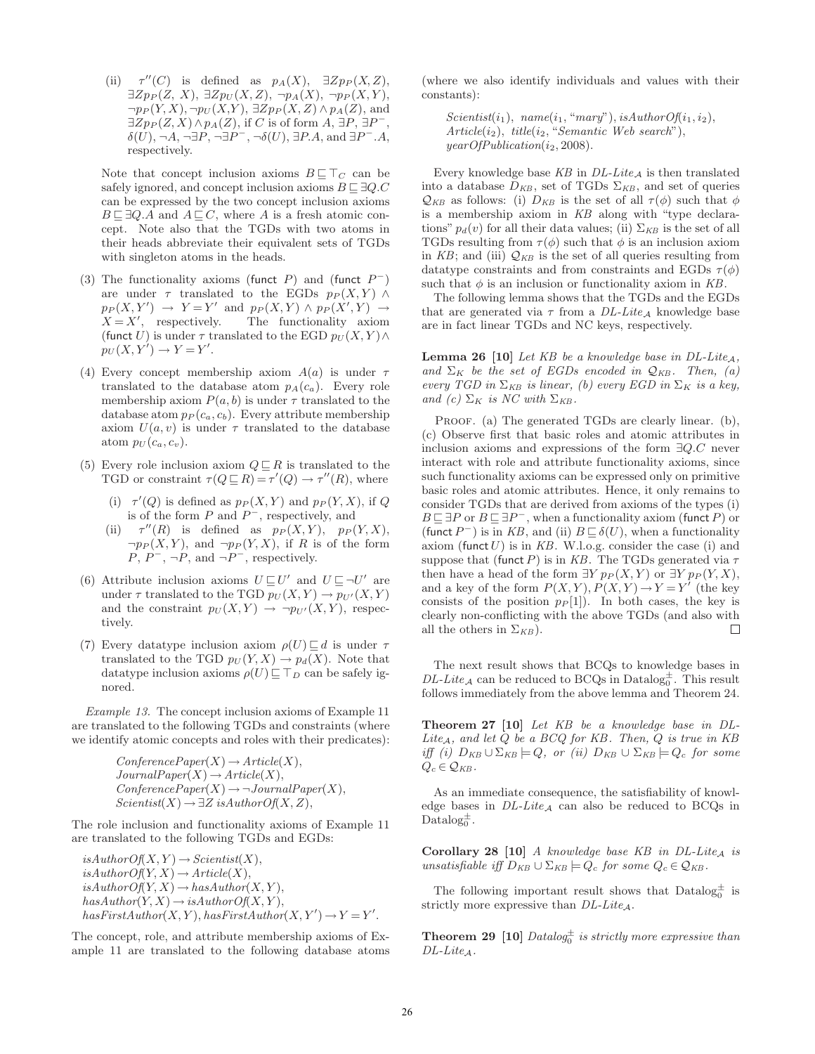(ii) $\tau''(C)$ is defined as $p_A(X)$, $\exists Z p_P(X,Z)$, $\exists Z p_P(Z,X)$, $\exists Z p_U(X,Z)$, $\neg p_A(X)$, $\neg p_P(X,Y)$, $\neg p_P(Y,X)$, $\neg p_U(X,Y)$, $\exists Z p_P(X,Z) \wedge p_A(Z)$, and $\exists Z p_P(Z,X) \wedge p_A(Z)$, if $C$ is of form $A$, $\exists P$, $\exists P^-$, $\delta(U)$, $\neg A$, $\neg \exists P$, $\neg \exists P^-$, $\neg \delta(U)$, $\exists P.A$, and $\exists P^-.A$, respectively.

Note that concept inclusion axioms $B \sqsubseteq \top_C$ can be safely ignored, and concept inclusion axioms $B \sqsubseteq \exists Q.C$ can be expressed by the two concept inclusion axioms $B \sqsubseteq \exists Q.A$ and $A \sqsubseteq C$, where $A$ is a fresh atomic concept. Note also that the TGDs with two atoms in their heads abbreviate their equivalent sets of TGDs with singleton atoms in the heads.

(3) The functionality axioms (funct $P$) and (funct $P^-$) are under $\tau$ translated to the EGDs $p_P(X,Y) \wedge p_P(X,Y') \rightarrow Y = Y'$ and $p_P(X,Y) \wedge p_P(X',Y) \rightarrow X = X'$, respectively. The functionality axiom (funct $U$) is under $\tau$ translated to the EGD $p_U(X,Y) \wedge p_U(X,Y') \rightarrow Y = Y'$.

(4) Every concept membership axiom $A(a)$ is under $\tau$ translated to the database atom $p_A(c_a)$. Every role membership axiom $P(a,b)$ is under $\tau$ translated to the database atom $p_P(c_a, c_b)$. Every attribute membership axiom $U(a,v)$ is under $\tau$ translated to the database atom $p_U(c_a, c_v)$.

(5) Every role inclusion axiom $Q \sqsubseteq R$ is translated to the TGD or constraint $\tau(Q \sqsubseteq R) = \tau'(Q) \rightarrow \tau''(R)$, where

   (i) $\tau'(Q)$ is defined as $p_P(X,Y)$ and $p_P(Y,X)$, if $Q$ is of the form $P$ and $P^-$, respectively, and

   (ii) $\tau''(R)$ is defined as $p_P(X,Y)$, $p_P(Y,X)$, $\neg p_P(X,Y)$, and $\neg p_P(Y,X)$, if $R$ is of the form $P$, $P^-$, $\neg P$, and $\neg P^-$, respectively.

(6) Attribute inclusion axioms $U \sqsubseteq U'$ and $U \sqsubseteq \neg U'$ are under $\tau$ translated to the TGD $p_U(X,Y) \rightarrow p_{U'}(X,Y)$ and the constraint $p_U(X,Y) \rightarrow \neg p_{U'}(X,Y)$, respectively.

(7) Every datatype inclusion axiom $\rho(U) \sqsubseteq d$ is under $\tau$ translated to the TGD $p_U(Y,X) \rightarrow p_d(X)$. Note that datatype inclusion axioms $\rho(U) \sqsubseteq \top_D$ can be safely ignored.

*Example 13.* The concept inclusion axioms of Example 11 are translated to the following TGDs and constraints (where we identify atomic concepts and roles with their predicates):

$$
\begin{aligned}
&ConferencePaper(X) \rightarrow Article(X),\\
&JournalPaper(X) \rightarrow Article(X),\\
&ConferencePaper(X) \rightarrow \neg JournalPaper(X),\\
&Scientist(X) \rightarrow \exists Z\, isAuthorOf(X,Z),
\end{aligned}
$$

The role inclusion and functionality axioms of Example 11 are translated to the following TGDs and EGDs:

$$
\begin{aligned}
&isAuthorOf(X,Y) \rightarrow Scientist(X),\\
&isAuthorOf(Y,X) \rightarrow Article(X),\\
&isAuthorOf(Y,X) \rightarrow hasAuthor(X,Y),\\
&hasAuthor(Y,X) \rightarrow isAuthorOf(X,Y),\\
&hasFirstAuthor(X,Y), hasFirstAuthor(X,Y') \rightarrow Y = Y'.
\end{aligned}
$$

The concept, role, and attribute membership axioms of Example 11 are translated to the following database atoms (where we also identify individuals and values with their constants):

$$
\begin{aligned}
&Scientist(i_1),\ name(i_1, \text{“}mary\text{”}),\ isAuthorOf(i_1, i_2),\\
&Article(i_2),\ title(i_2, \text{“}Semantic\ Web\ search\text{”}),\\
&yearOfPublication(i_2, 2008).
\end{aligned}
$$

Every knowledge base $KB$ in *DL-Lite*$_{\mathcal{A}}$ is then translated into a database $D_{KB}$, set of TGDs $\Sigma_{KB}$, and set of queries $\mathcal{Q}_{KB}$ as follows: (i) $D_{KB}$ is the set of all $\tau(\phi)$ such that $\phi$ is a membership axiom in $KB$ along with "type declarations" $p_d(v)$ for all their data values; (ii) $\Sigma_{KB}$ is the set of all TGDs resulting from $\tau(\phi)$ such that $\phi$ is an inclusion axiom in $KB$; and (iii) $\mathcal{Q}_{KB}$ is the set of all queries resulting from datatype constraints and from constraints and EGDs $\tau(\phi)$ such that $\phi$ is an inclusion or functionality axiom in $KB$.

The following lemma shows that the TGDs and the EGDs that are generated via $\tau$ from a *DL-Lite*$_{\mathcal{A}}$ knowledge base are in fact linear TGDs and NC keys, respectively.

**Lemma 26 [10]** *Let $KB$ be a knowledge base in DL-Lite$_{\mathcal{A}}$, and $\Sigma_K$ be the set of EGDs encoded in $\mathcal{Q}_{KB}$. Then, (a) every TGD in $\Sigma_{KB}$ is linear, (b) every EGD in $\Sigma_K$ is a key, and (c) $\Sigma_K$ is NC with $\Sigma_{KB}$.*

Proof. (a) The generated TGDs are clearly linear. (b), (c) Observe first that basic roles and atomic attributes in inclusion axioms and expressions of the form $\exists Q.C$ never interact with role and attribute functionality axioms, since such functionality axioms can be expressed only on primitive basic roles and atomic attributes. Hence, it only remains to consider TGDs that are derived from axioms of the types (i) $B \sqsubseteq \exists P$ or $B \sqsubseteq \exists P^-$, when a functionality axiom (funct $P$) or (funct $P^-$) is in $KB$, and (ii) $B \sqsubseteq \delta(U)$, when a functionality axiom (funct $U$) is in $KB$. W.l.o.g. consider the case (i) and suppose that (funct $P$) is in $KB$. The TGDs generated via $\tau$ then have a head of the form $\exists Y\, p_P(X,Y)$ or $\exists Y\, p_P(Y,X)$, and a key of the form $P(X,Y), P(X,Y) \rightarrow Y = Y'$ (the key consists of the position $p_P[1]$). In both cases, the key is clearly non-conflicting with the above TGDs (and also with all the others in $\Sigma_{KB}$). □

The next result shows that BCQs to knowledge bases in *DL-Lite*$_{\mathcal{A}}$ can be reduced to BCQs in Datalog$_0^{\pm}$. This result follows immediately from the above lemma and Theorem 24.

**Theorem 27 [10]** *Let $KB$ be a knowledge base in DL-Lite$_{\mathcal{A}}$, and let $Q$ be a BCQ for $KB$. Then, $Q$ is true in $KB$ iff (i) $D_{KB} \cup \Sigma_{KB} \models Q$, or (ii) $D_{KB} \cup \Sigma_{KB} \models Q_c$ for some $Q_c \in \mathcal{Q}_{KB}$.*

As an immediate consequence, the satisfiability of knowledge bases in *DL-Lite*$_{\mathcal{A}}$ can also be reduced to BCQs in Datalog$_0^{\pm}$.

**Corollary 28 [10]** *A knowledge base $KB$ in DL-Lite$_{\mathcal{A}}$ is unsatisfiable iff $D_{KB} \cup \Sigma_{KB} \models Q_c$ for some $Q_c \in \mathcal{Q}_{KB}$.*

The following important result shows that Datalog$_0^{\pm}$ is strictly more expressive than *DL-Lite*$_{\mathcal{A}}$.

**Theorem 29 [10]** *Datalog$_0^{\pm}$ is strictly more expressive than DL-Lite$_{\mathcal{A}}$.*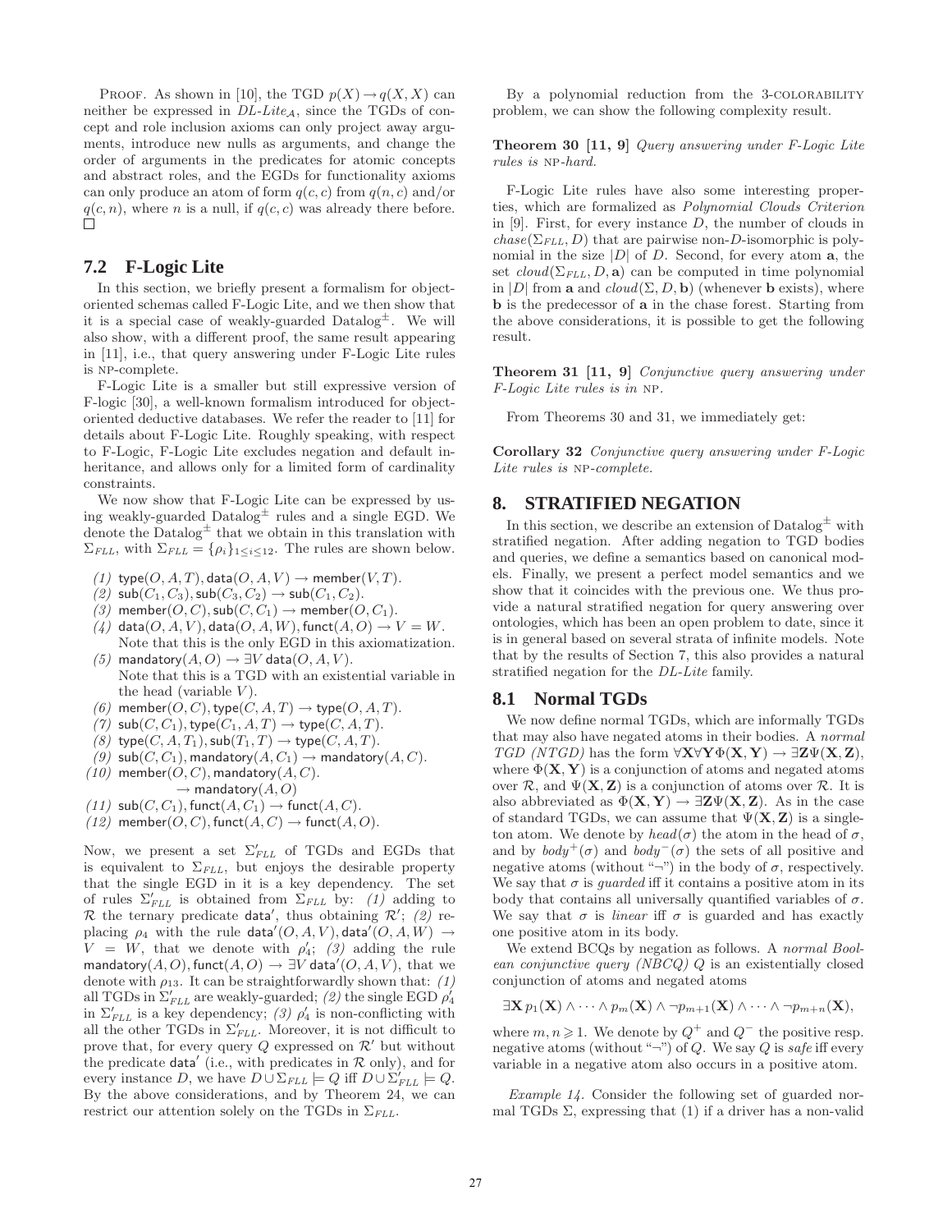PROOF. As shown in [10], the TGD $p(X) \rightarrow q(X,X)$ can neither be expressed in *DL-Lite*$_{\mathcal{A}}$, since the TGDs of concept and role inclusion axioms can only project away arguments, introduce new nulls as arguments, and change the order of arguments in the predicates for atomic concepts and abstract roles, and the EGDs for functionality axioms can only produce an atom of form $q(c,c)$ from $q(n,c)$ and/or $q(c,n)$, where $n$ is a null, if $q(c,c)$ was already there before. □

## 7.2 F-Logic Lite

In this section, we briefly present a formalism for object-oriented schemas called F-Logic Lite, and we then show that it is a special case of weakly-guarded Datalog$^{\pm}$. We will also show, with a different proof, the same result appearing in [11], i.e., that query answering under F-Logic Lite rules is NP-complete.

F-Logic Lite is a smaller but still expressive version of F-logic [30], a well-known formalism introduced for object-oriented deductive databases. We refer the reader to [11] for details about F-Logic Lite. Roughly speaking, with respect to F-Logic, F-Logic Lite excludes negation and default inheritance, and allows only for a limited form of cardinality constraints.

We now show that F-Logic Lite can be expressed by using weakly-guarded Datalog$^{\pm}$ rules and a single EGD. We denote the Datalog$^{\pm}$ that we obtain in this translation with $\Sigma_{FLL}$, with $\Sigma_{FLL} = \{\rho_i\}_{1 \leq i \leq 12}$. The rules are shown below.

*(1)* $\mathsf{type}(O,A,T), \mathsf{data}(O,A,V) \rightarrow \mathsf{member}(V,T)$.

*(2)* $\mathsf{sub}(C_1,C_3), \mathsf{sub}(C_3,C_2) \rightarrow \mathsf{sub}(C_1,C_2)$.

*(3)* $\mathsf{member}(O,C), \mathsf{sub}(C,C_1) \rightarrow \mathsf{member}(O,C_1)$.

*(4)* $\mathsf{data}(O,A,V), \mathsf{data}(O,A,W), \mathsf{funct}(A,O) \rightarrow V = W$.
Note that this is the only EGD in this axiomatization.

*(5)* $\mathsf{mandatory}(A,O) \rightarrow \exists V\, \mathsf{data}(O,A,V)$.
Note that this is a TGD with an existential variable in the head (variable $V$).

*(6)* $\mathsf{member}(O,C), \mathsf{type}(C,A,T) \rightarrow \mathsf{type}(O,A,T)$.

*(7)* $\mathsf{sub}(C,C_1), \mathsf{type}(C_1,A,T) \rightarrow \mathsf{type}(C,A,T)$.

*(8)* $\mathsf{type}(C,A,T_1), \mathsf{sub}(T_1,T) \rightarrow \mathsf{type}(C,A,T)$.

*(9)* $\mathsf{sub}(C,C_1), \mathsf{mandatory}(A,C_1) \rightarrow \mathsf{mandatory}(A,C)$.

*(10)* $\mathsf{member}(O,C), \mathsf{mandatory}(A,C)$.
$\rightarrow \mathsf{mandatory}(A,O)$

*(11)* $\mathsf{sub}(C,C_1), \mathsf{funct}(A,C_1) \rightarrow \mathsf{funct}(A,C)$.

*(12)* $\mathsf{member}(O,C), \mathsf{funct}(A,C) \rightarrow \mathsf{funct}(A,O)$.

Now, we present a set $\Sigma'_{FLL}$ of TGDs and EGDs that is equivalent to $\Sigma_{FLL}$, but enjoys the desirable property that the single EGD in it is a key dependency. The set of rules $\Sigma'_{FLL}$ is obtained from $\Sigma_{FLL}$ by: *(1)* adding to $\mathcal{R}$ the ternary predicate $\mathsf{data}'$, thus obtaining $\mathcal{R}'$; *(2)* replacing $\rho_4$ with the rule $\mathsf{data}'(O,A,V), \mathsf{data}'(O,A,W) \rightarrow V = W$, that we denote with $\rho'_4$; *(3)* adding the rule $\mathsf{mandatory}(A,O), \mathsf{funct}(A,O) \rightarrow \exists V\, \mathsf{data}'(O,A,V)$, that we denote with $\rho_{13}$. It can be straightforwardly shown that: *(1)* all TGDs in $\Sigma'_{FLL}$ are weakly-guarded; *(2)* the single EGD $\rho'_4$ in $\Sigma'_{FLL}$ is a key dependency; *(3)* $\rho'_4$ is non-conflicting with all the other TGDs in $\Sigma'_{FLL}$. Moreover, it is not difficult to prove that, for every query $Q$ expressed on $\mathcal{R}'$ but without the predicate $\mathsf{data}'$ (i.e., with predicates in $\mathcal{R}$ only), and for every instance $D$, we have $D \cup \Sigma_{FLL} \models Q$ iff $D \cup \Sigma'_{FLL} \models Q$. By the above considerations, and by Theorem 24, we can restrict our attention solely on the TGDs in $\Sigma_{FLL}$.

By a polynomial reduction from the 3-COLORABILITY problem, we can show the following complexity result.

**Theorem 30 [11, 9]** *Query answering under F-Logic Lite rules is* NP*-hard.*

F-Logic Lite rules have also some interesting properties, which are formalized as *Polynomial Clouds Criterion* in [9]. First, for every instance $D$, the number of clouds in $chase(\Sigma_{FLL}, D)$ that are pairwise non-$D$-isomorphic is polynomial in the size $|D|$ of $D$. Second, for every atom $\mathbf{a}$, the set $cloud(\Sigma_{FLL}, D, \mathbf{a})$ can be computed in time polynomial in $|D|$ from $\mathbf{a}$ and $cloud(\Sigma, D, \mathbf{b})$ (whenever $\mathbf{b}$ exists), where $\mathbf{b}$ is the predecessor of $\mathbf{a}$ in the chase forest. Starting from the above considerations, it is possible to get the following result.

**Theorem 31 [11, 9]** *Conjunctive query answering under F-Logic Lite rules is in* NP*.*

From Theorems 30 and 31, we immediately get:

**Corollary 32** *Conjunctive query answering under F-Logic Lite rules is* NP*-complete.*

# 8. STRATIFIED NEGATION

In this section, we describe an extension of Datalog$^{\pm}$ with stratified negation. After adding negation to TGD bodies and queries, we define a semantics based on canonical models. Finally, we present a perfect model semantics and we show that it coincides with the previous one. We thus provide a natural stratified negation for query answering over ontologies, which has been an open problem to date, since it is in general based on several strata of infinite models. Note that by the results of Section 7, this also provides a natural stratified negation for the *DL-Lite* family.

## 8.1 Normal TGDs

We now define normal TGDs, which are informally TGDs that may also have negated atoms in their bodies. A *normal TGD (NTGD)* has the form $\forall \mathbf{X} \forall \mathbf{Y} \Phi(\mathbf{X},\mathbf{Y}) \rightarrow \exists \mathbf{Z} \Psi(\mathbf{X},\mathbf{Z})$, where $\Phi(\mathbf{X},\mathbf{Y})$ is a conjunction of atoms and negated atoms over $\mathcal{R}$, and $\Psi(\mathbf{X},\mathbf{Z})$ is a conjunction of atoms over $\mathcal{R}$. It is also abbreviated as $\Phi(\mathbf{X},\mathbf{Y}) \rightarrow \exists \mathbf{Z} \Psi(\mathbf{X},\mathbf{Z})$. As in the case of standard TGDs, we can assume that $\Psi(\mathbf{X},\mathbf{Z})$ is a singleton atom. We denote by $head(\sigma)$ the atom in the head of $\sigma$, and by $body^+(\sigma)$ and $body^-(\sigma)$ the sets of all positive and negative atoms (without "¬") in the body of $\sigma$, respectively. We say that $\sigma$ is *guarded* iff it contains a positive atom in its body that contains all universally quantified variables of $\sigma$. We say that $\sigma$ is *linear* iff $\sigma$ is guarded and has exactly one positive atom in its body.

We extend BCQs by negation as follows. A *normal Boolean conjunctive query (NBCQ)* $Q$ is an existentially closed conjunction of atoms and negated atoms

$$\exists \mathbf{X}\, p_1(\mathbf{X}) \wedge \cdots \wedge p_m(\mathbf{X}) \wedge \neg p_{m+1}(\mathbf{X}) \wedge \cdots \wedge \neg p_{m+n}(\mathbf{X}),$$

where $m, n \geqslant 1$. We denote by $Q^+$ and $Q^-$ the positive resp. negative atoms (without "¬") of $Q$. We say $Q$ is *safe* iff every variable in a negative atom also occurs in a positive atom.

*Example 14.* Consider the following set of guarded normal TGDs $\Sigma$, expressing that (1) if a driver has a non-valid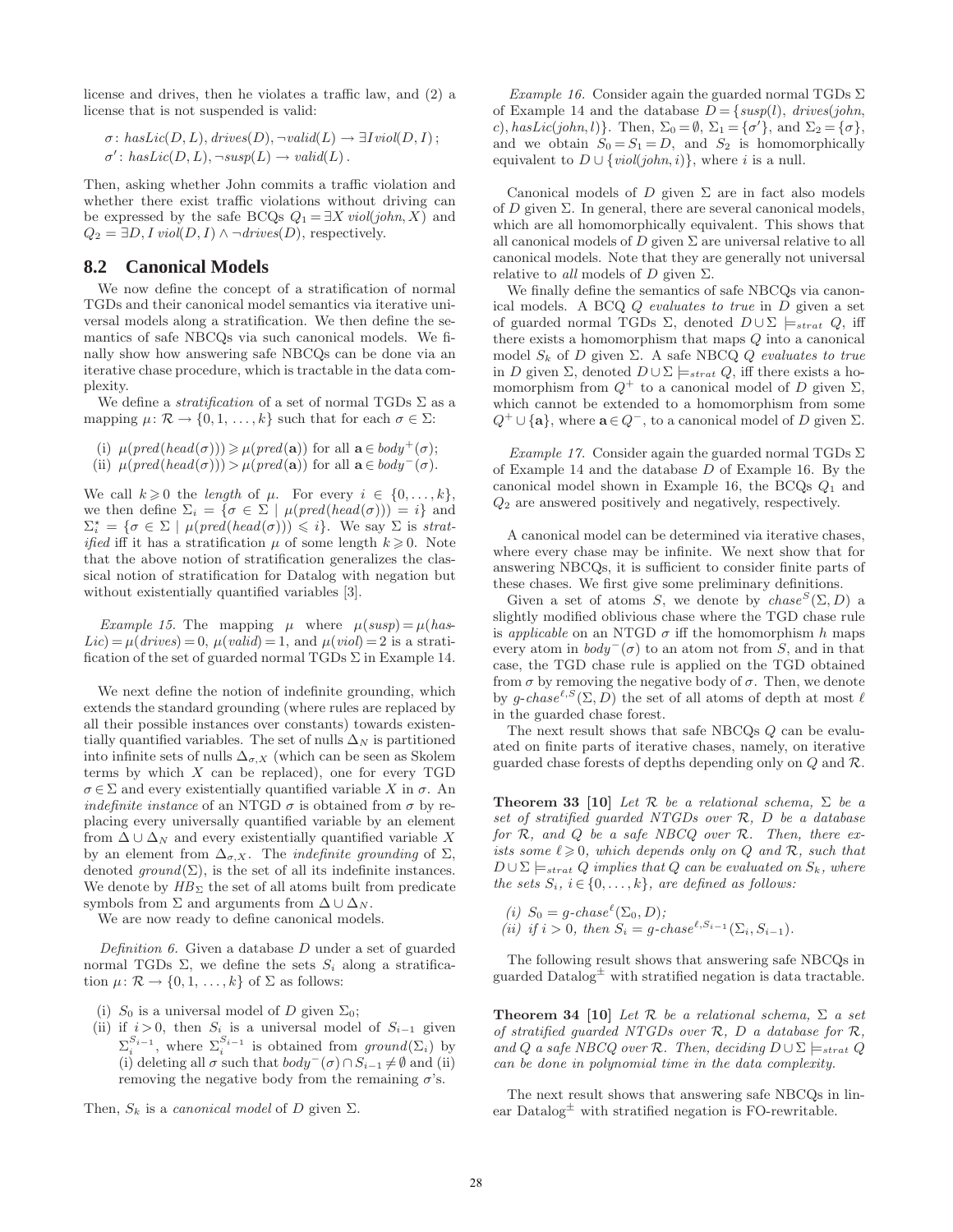license and drives, then he violates a traffic law, and (2) a license that is not suspended is valid:

$$\sigma\colon hasLic(D,L), drives(D), \neg valid(L) \rightarrow \exists I\, viol(D,I)\,;$$
$$\sigma'\colon hasLic(D,L), \neg susp(L) \rightarrow valid(L)\,.$$

Then, asking whether John commits a traffic violation and whether there exist traffic violations without driving can be expressed by the safe BCQs $Q_1 = \exists X\, viol(john, X)$ and $Q_2 = \exists D, I\, viol(D, I) \wedge \neg drives(D)$, respectively.

## 8.2 Canonical Models

We now define the concept of a stratification of normal TGDs and their canonical model semantics via iterative universal models along a stratification. We then define the semantics of safe NBCQs via such canonical models. We finally show how answering safe NBCQs can be done via an iterative chase procedure, which is tractable in the data complexity.

We define a *stratification* of a set of normal TGDs $\Sigma$ as a mapping $\mu\colon \mathcal{R} \rightarrow \{0, 1, \ldots, k\}$ such that for each $\sigma \in \Sigma$:

(i) $\mu(pred(head(\sigma))) \geqslant \mu(pred(\mathbf{a}))$ for all $\mathbf{a} \in body^+(\sigma)$;
(ii) $\mu(pred(head(\sigma))) > \mu(pred(\mathbf{a}))$ for all $\mathbf{a} \in body^-(\sigma)$.

We call $k \geqslant 0$ the *length* of $\mu$. For every $i \in \{0, \ldots, k\}$, we then define $\Sigma_i = \{\sigma \in \Sigma \mid \mu(pred(head(\sigma))) = i\}$ and $\Sigma_i^\star = \{\sigma \in \Sigma \mid \mu(pred(head(\sigma))) \leqslant i\}$. We say $\Sigma$ is *stratified* iff it has a stratification $\mu$ of some length $k \geqslant 0$. Note that the above notion of stratification generalizes the classical notion of stratification for Datalog with negation but without existentially quantified variables [3].

*Example 15.* The mapping $\mu$ where $\mu(susp) = \mu(hasLic) = \mu(drives) = 0$, $\mu(valid) = 1$, and $\mu(viol) = 2$ is a stratification of the set of guarded normal TGDs $\Sigma$ in Example 14.

We next define the notion of indefinite grounding, which extends the standard grounding (where rules are replaced by all their possible instances over constants) towards existentially quantified variables. The set of nulls $\Delta_N$ is partitioned into infinite sets of nulls $\Delta_{\sigma,X}$ (which can be seen as Skolem terms by which $X$ can be replaced), one for every TGD $\sigma \in \Sigma$ and every existentially quantified variable $X$ in $\sigma$. An *indefinite instance* of an NTGD $\sigma$ is obtained from $\sigma$ by replacing every universally quantified variable by an element from $\Delta \cup \Delta_N$ and every existentially quantified variable $X$ by an element from $\Delta_{\sigma,X}$. The *indefinite grounding* of $\Sigma$, denoted $ground(\Sigma)$, is the set of all its indefinite instances. We denote by $HB_\Sigma$ the set of all atoms built from predicate symbols from $\Sigma$ and arguments from $\Delta \cup \Delta_N$.

We are now ready to define canonical models.

*Definition 6.* Given a database $D$ under a set of guarded normal TGDs $\Sigma$, we define the sets $S_i$ along a stratification $\mu\colon \mathcal{R} \rightarrow \{0, 1, \ldots, k\}$ of $\Sigma$ as follows:

(i) $S_0$ is a universal model of $D$ given $\Sigma_0$;
(ii) if $i > 0$, then $S_i$ is a universal model of $S_{i-1}$ given $\Sigma_i^{S_{i-1}}$, where $\Sigma_i^{S_{i-1}}$ is obtained from $ground(\Sigma_i)$ by (i) deleting all $\sigma$ such that $body^-(\sigma) \cap S_{i-1} \neq \emptyset$ and (ii) removing the negative body from the remaining $\sigma$'s.

Then, $S_k$ is a *canonical model* of $D$ given $\Sigma$.

*Example 16.* Consider again the guarded normal TGDs $\Sigma$ of Example 14 and the database $D = \{susp(l), drives(john, c), hasLic(john, l)\}$. Then, $\Sigma_0 = \emptyset$, $\Sigma_1 = \{\sigma'\}$, and $\Sigma_2 = \{\sigma\}$, and we obtain $S_0 = S_1 = D$, and $S_2$ is homomorphically equivalent to $D \cup \{viol(john, i)\}$, where $i$ is a null.

Canonical models of $D$ given $\Sigma$ are in fact also models of $D$ given $\Sigma$. In general, there are several canonical models, which are all homomorphically equivalent. This shows that all canonical models of $D$ given $\Sigma$ are universal relative to all canonical models. Note that they are generally not universal relative to *all* models of $D$ given $\Sigma$.

We finally define the semantics of safe NBCQs via canonical models. A BCQ $Q$ *evaluates to true* in $D$ given a set of guarded normal TGDs $\Sigma$, denoted $D \cup \Sigma \models_{strat} Q$, iff there exists a homomorphism that maps $Q$ into a canonical model $S_k$ of $D$ given $\Sigma$. A safe NBCQ $Q$ *evaluates to true* in $D$ given $\Sigma$, denoted $D \cup \Sigma \models_{strat} Q$, iff there exists a homomorphism from $Q^+$ to a canonical model of $D$ given $\Sigma$, which cannot be extended to a homomorphism from some $Q^+ \cup \{\mathbf{a}\}$, where $\mathbf{a} \in Q^-$, to a canonical model of $D$ given $\Sigma$.

*Example 17.* Consider again the guarded normal TGDs $\Sigma$ of Example 14 and the database $D$ of Example 16. By the canonical model shown in Example 16, the BCQs $Q_1$ and $Q_2$ are answered positively and negatively, respectively.

A canonical model can be determined via iterative chases, where every chase may be infinite. We next show that for answering NBCQs, it is sufficient to consider finite parts of these chases. We first give some preliminary definitions.

Given a set of atoms $S$, we denote by $chase^S(\Sigma, D)$ a slightly modified oblivious chase where the TGD chase rule is *applicable* on an NTGD $\sigma$ iff the homomorphism $h$ maps every atom in $body^-(\sigma)$ to an atom not from $S$, and in that case, the TGD chase rule is applied on the TGD obtained from $\sigma$ by removing the negative body of $\sigma$. Then, we denote by $g\text{-}chase^{\ell,S}(\Sigma, D)$ the set of all atoms of depth at most $\ell$ in the guarded chase forest.

The next result shows that safe NBCQs $Q$ can be evaluated on finite parts of iterative chases, namely, on iterative guarded chase forests of depths depending only on $Q$ and $\mathcal{R}$.

**Theorem 33 [10]** *Let $\mathcal{R}$ be a relational schema, $\Sigma$ be a set of stratified guarded NTGDs over $\mathcal{R}$, $D$ be a database for $\mathcal{R}$, and $Q$ be a safe NBCQ over $\mathcal{R}$. Then, there exists some $\ell \geqslant 0$, which depends only on $Q$ and $\mathcal{R}$, such that $D \cup \Sigma \models_{strat} Q$ implies that $Q$ can be evaluated on $S_k$, where the sets $S_i$, $i \in \{0, \ldots, k\}$, are defined as follows:*

*(i) $S_0 = g\text{-}chase^{\ell}(\Sigma_0, D)$;*
*(ii) if $i > 0$, then $S_i = g\text{-}chase^{\ell, S_{i-1}}(\Sigma_i, S_{i-1})$.*

The following result shows that answering safe NBCQs in guarded Datalog$^\pm$ with stratified negation is data tractable.

**Theorem 34 [10]** *Let $\mathcal{R}$ be a relational schema, $\Sigma$ a set of stratified guarded NTGDs over $\mathcal{R}$, $D$ a database for $\mathcal{R}$, and $Q$ a safe NBCQ over $\mathcal{R}$. Then, deciding $D \cup \Sigma \models_{strat} Q$ can be done in polynomial time in the data complexity.*

The next result shows that answering safe NBCQs in linear Datalog$^\pm$ with stratified negation is FO-rewritable.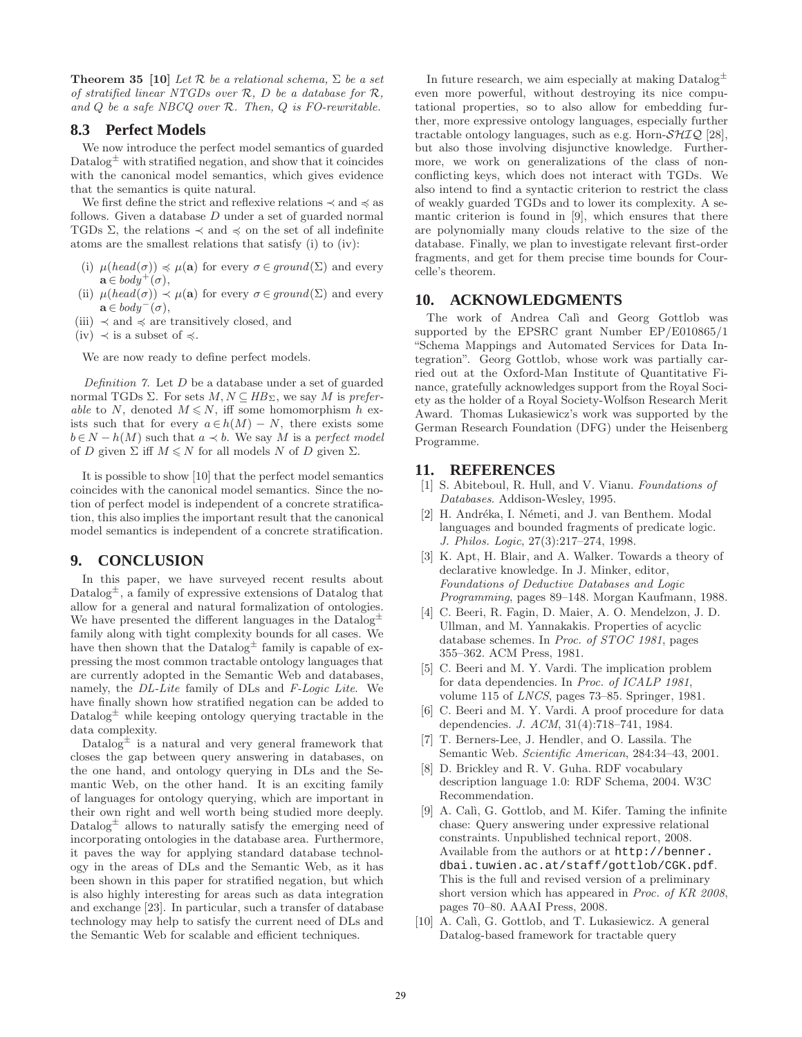**Theorem 35** [10] *Let $\mathcal{R}$ be a relational schema, $\Sigma$ be a set of stratified linear NTGDs over $\mathcal{R}$, $D$ be a database for $\mathcal{R}$, and $Q$ be a safe NBCQ over $\mathcal{R}$. Then, $Q$ is FO-rewritable.*

## 8.3 Perfect Models

We now introduce the perfect model semantics of guarded Datalog$^\pm$ with stratified negation, and show that it coincides with the canonical model semantics, which gives evidence that the semantics is quite natural.

We first define the strict and reflexive relations $\prec$ and $\preccurlyeq$ as follows. Given a database $D$ under a set of guarded normal TGDs $\Sigma$, the relations $\prec$ and $\preccurlyeq$ on the set of all indefinite atoms are the smallest relations that satisfy (i) to (iv):

- (i) $\mu(head(\sigma)) \preccurlyeq \mu(\mathbf{a})$ for every $\sigma \in ground(\Sigma)$ and every $\mathbf{a} \in body^+(\sigma)$,
- (ii) $\mu(head(\sigma)) \prec \mu(\mathbf{a})$ for every $\sigma \in ground(\Sigma)$ and every $\mathbf{a} \in body^-(\sigma)$,
- (iii) $\prec$ and $\preccurlyeq$ are transitively closed, and
- (iv) $\prec$ is a subset of $\preccurlyeq$.

We are now ready to define perfect models.

*Definition 7.* Let $D$ be a database under a set of guarded normal TGDs $\Sigma$. For sets $M, N \subseteq HB_\Sigma$, we say $M$ is *preferable* to $N$, denoted $M \preccurlyeq N$, iff some homomorphism $h$ exists such that for every $a \in h(M) - N$, there exists some $b \in N - h(M)$ such that $a \prec b$. We say $M$ is a *perfect model* of $D$ given $\Sigma$ iff $M \preccurlyeq N$ for all models $N$ of $D$ given $\Sigma$.

It is possible to show [10] that the perfect model semantics coincides with the canonical model semantics. Since the notion of perfect model is independent of a concrete stratification, this also implies the important result that the canonical model semantics is independent of a concrete stratification.

# 9. CONCLUSION

In this paper, we have surveyed recent results about Datalog$^\pm$, a family of expressive extensions of Datalog that allow for a general and natural formalization of ontologies. We have presented the different languages in the Datalog$^\pm$ family along with tight complexity bounds for all cases. We have then shown that the Datalog$^\pm$ family is capable of expressing the most common tractable ontology languages that are currently adopted in the Semantic Web and databases, namely, the *DL-Lite* family of DLs and *F-Logic Lite*. We have finally shown how stratified negation can be added to Datalog$^\pm$ while keeping ontology querying tractable in the data complexity.

Datalog$^\pm$ is a natural and very general framework that closes the gap between query answering in databases, on the one hand, and ontology querying in DLs and the Semantic Web, on the other hand. It is an exciting family of languages for ontology querying, which are important in their own right and well worth being studied more deeply. Datalog$^\pm$ allows to naturally satisfy the emerging need of incorporating ontologies in the database area. Furthermore, it paves the way for applying standard database technology in the areas of DLs and the Semantic Web, as it has been shown in this paper for stratified negation, but which is also highly interesting for areas such as data integration and exchange [23]. In particular, such a transfer of database technology may help to satisfy the current need of DLs and the Semantic Web for scalable and efficient techniques.

In future research, we aim especially at making Datalog$^\pm$ even more powerful, without destroying its nice computational properties, so to also allow for embedding further, more expressive ontology languages, especially further tractable ontology languages, such as e.g. Horn-$\mathcal{SHIQ}$ [28], but also those involving disjunctive knowledge. Furthermore, we work on generalizations of the class of non-conflicting keys, which does not interact with TGDs. We also intend to find a syntactic criterion to restrict the class of weakly guarded TGDs and to lower its complexity. A semantic criterion is found in [9], which ensures that there are polynomially many clouds relative to the size of the database. Finally, we plan to investigate relevant first-order fragments, and get for them precise time bounds for Courcelle's theorem.

# 10. ACKNOWLEDGMENTS

The work of Andrea Calì and Georg Gottlob was supported by the EPSRC grant Number EP/E010865/1 "Schema Mappings and Automated Services for Data Integration". Georg Gottlob, whose work was partially carried out at the Oxford-Man Institute of Quantitative Finance, gratefully acknowledges support from the Royal Society as the holder of a Royal Society-Wolfson Research Merit Award. Thomas Lukasiewicz's work was supported by the German Research Foundation (DFG) under the Heisenberg Programme.

# 11. REFERENCES

[1] S. Abiteboul, R. Hull, and V. Vianu. *Foundations of Databases*. Addison-Wesley, 1995.

[2] H. Andréka, I. Németi, and J. van Benthem. Modal languages and bounded fragments of predicate logic. *J. Philos. Logic*, 27(3):217–274, 1998.

[3] K. Apt, H. Blair, and A. Walker. Towards a theory of declarative knowledge. In J. Minker, editor, *Foundations of Deductive Databases and Logic Programming*, pages 89–148. Morgan Kaufmann, 1988.

[4] C. Beeri, R. Fagin, D. Maier, A. O. Mendelzon, J. D. Ullman, and M. Yannakakis. Properties of acyclic database schemes. In *Proc. of STOC 1981*, pages 355–362. ACM Press, 1981.

[5] C. Beeri and M. Y. Vardi. The implication problem for data dependencies. In *Proc. of ICALP 1981*, volume 115 of *LNCS*, pages 73–85. Springer, 1981.

[6] C. Beeri and M. Y. Vardi. A proof procedure for data dependencies. *J. ACM*, 31(4):718–741, 1984.

[7] T. Berners-Lee, J. Hendler, and O. Lassila. The Semantic Web. *Scientific American*, 284:34–43, 2001.

[8] D. Brickley and R. V. Guha. RDF vocabulary description language 1.0: RDF Schema, 2004. W3C Recommendation.

[9] A. Calì, G. Gottlob, and M. Kifer. Taming the infinite chase: Query answering under expressive relational constraints. Unpublished technical report, 2008. Available from the authors or at `http://benner.dbai.tuwien.ac.at/staff/gottlob/CGK.pdf`. This is the full and revised version of a preliminary short version which has appeared in *Proc. of KR 2008*, pages 70–80. AAAI Press, 2008.

[10] A. Calì, G. Gottlob, and T. Lukasiewicz. A general Datalog-based framework for tractable query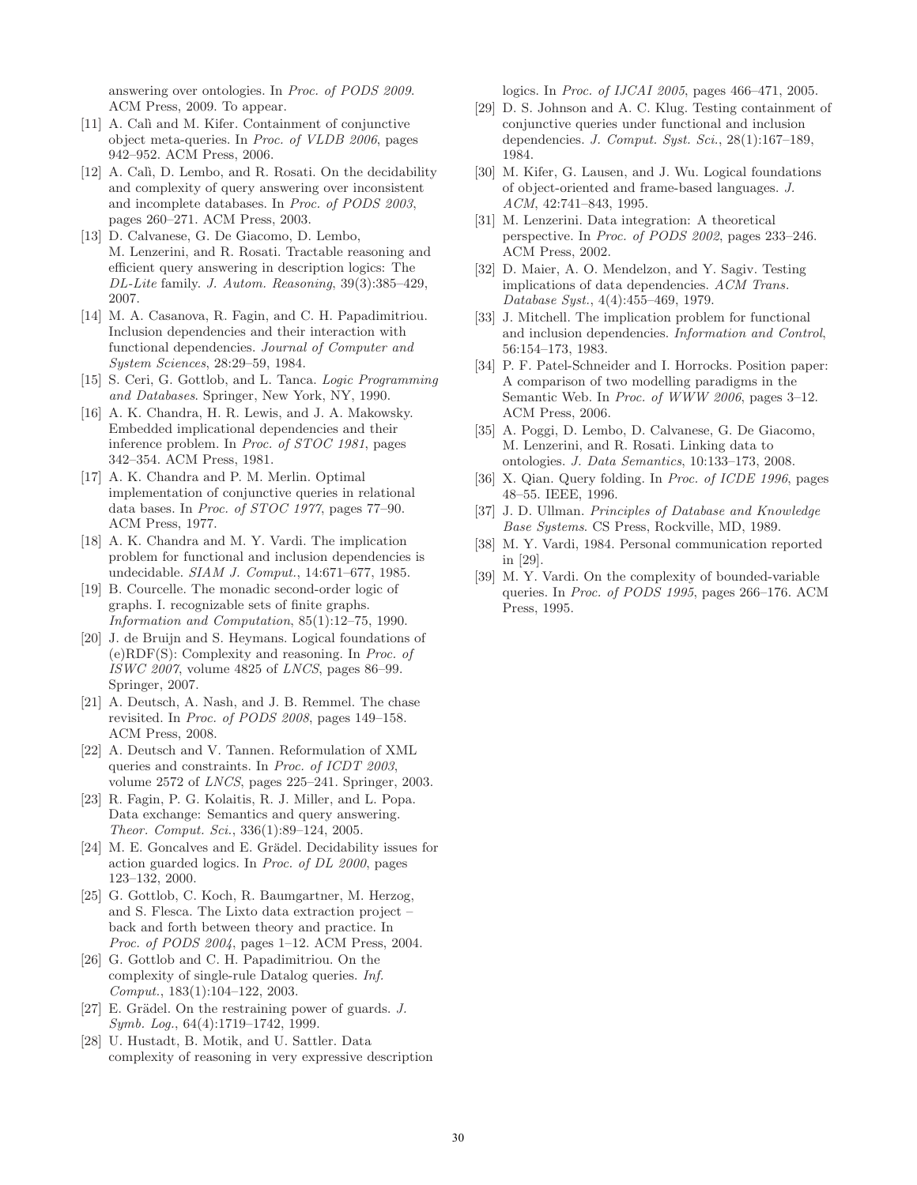answering over ontologies. In *Proc. of PODS 2009*. ACM Press, 2009. To appear.

[11] A. Calì and M. Kifer. Containment of conjunctive object meta-queries. In *Proc. of VLDB 2006*, pages 942–952. ACM Press, 2006.

[12] A. Calì, D. Lembo, and R. Rosati. On the decidability and complexity of query answering over inconsistent and incomplete databases. In *Proc. of PODS 2003*, pages 260–271. ACM Press, 2003.

[13] D. Calvanese, G. De Giacomo, D. Lembo, M. Lenzerini, and R. Rosati. Tractable reasoning and efficient query answering in description logics: The *DL-Lite* family. *J. Autom. Reasoning*, 39(3):385–429, 2007.

[14] M. A. Casanova, R. Fagin, and C. H. Papadimitriou. Inclusion dependencies and their interaction with functional dependencies. *Journal of Computer and System Sciences*, 28:29–59, 1984.

[15] S. Ceri, G. Gottlob, and L. Tanca. *Logic Programming and Databases*. Springer, New York, NY, 1990.

[16] A. K. Chandra, H. R. Lewis, and J. A. Makowsky. Embedded implicational dependencies and their inference problem. In *Proc. of STOC 1981*, pages 342–354. ACM Press, 1981.

[17] A. K. Chandra and P. M. Merlin. Optimal implementation of conjunctive queries in relational data bases. In *Proc. of STOC 1977*, pages 77–90. ACM Press, 1977.

[18] A. K. Chandra and M. Y. Vardi. The implication problem for functional and inclusion dependencies is undecidable. *SIAM J. Comput.*, 14:671–677, 1985.

[19] B. Courcelle. The monadic second-order logic of graphs. I. recognizable sets of finite graphs. *Information and Computation*, 85(1):12–75, 1990.

[20] J. de Bruijn and S. Heymans. Logical foundations of (e)RDF(S): Complexity and reasoning. In *Proc. of ISWC 2007*, volume 4825 of *LNCS*, pages 86–99. Springer, 2007.

[21] A. Deutsch, A. Nash, and J. B. Remmel. The chase revisited. In *Proc. of PODS 2008*, pages 149–158. ACM Press, 2008.

[22] A. Deutsch and V. Tannen. Reformulation of XML queries and constraints. In *Proc. of ICDT 2003*, volume 2572 of *LNCS*, pages 225–241. Springer, 2003.

[23] R. Fagin, P. G. Kolaitis, R. J. Miller, and L. Popa. Data exchange: Semantics and query answering. *Theor. Comput. Sci.*, 336(1):89–124, 2005.

[24] M. E. Goncalves and E. Grädel. Decidability issues for action guarded logics. In *Proc. of DL 2000*, pages 123–132, 2000.

[25] G. Gottlob, C. Koch, R. Baumgartner, M. Herzog, and S. Flesca. The Lixto data extraction project – back and forth between theory and practice. In *Proc. of PODS 2004*, pages 1–12. ACM Press, 2004.

[26] G. Gottlob and C. H. Papadimitriou. On the complexity of single-rule Datalog queries. *Inf. Comput.*, 183(1):104–122, 2003.

[27] E. Grädel. On the restraining power of guards. *J. Symb. Log.*, 64(4):1719–1742, 1999.

[28] U. Hustadt, B. Motik, and U. Sattler. Data complexity of reasoning in very expressive description logics. In *Proc. of IJCAI 2005*, pages 466–471, 2005.

[29] D. S. Johnson and A. C. Klug. Testing containment of conjunctive queries under functional and inclusion dependencies. *J. Comput. Syst. Sci.*, 28(1):167–189, 1984.

[30] M. Kifer, G. Lausen, and J. Wu. Logical foundations of object-oriented and frame-based languages. *J. ACM*, 42:741–843, 1995.

[31] M. Lenzerini. Data integration: A theoretical perspective. In *Proc. of PODS 2002*, pages 233–246. ACM Press, 2002.

[32] D. Maier, A. O. Mendelzon, and Y. Sagiv. Testing implications of data dependencies. *ACM Trans. Database Syst.*, 4(4):455–469, 1979.

[33] J. Mitchell. The implication problem for functional and inclusion dependencies. *Information and Control*, 56:154–173, 1983.

[34] P. F. Patel-Schneider and I. Horrocks. Position paper: A comparison of two modelling paradigms in the Semantic Web. In *Proc. of WWW 2006*, pages 3–12. ACM Press, 2006.

[35] A. Poggi, D. Lembo, D. Calvanese, G. De Giacomo, M. Lenzerini, and R. Rosati. Linking data to ontologies. *J. Data Semantics*, 10:133–173, 2008.

[36] X. Qian. Query folding. In *Proc. of ICDE 1996*, pages 48–55. IEEE, 1996.

[37] J. D. Ullman. *Principles of Database and Knowledge Base Systems*. CS Press, Rockville, MD, 1989.

[38] M. Y. Vardi, 1984. Personal communication reported in [29].

[39] M. Y. Vardi. On the complexity of bounded-variable queries. In *Proc. of PODS 1995*, pages 266–176. ACM Press, 1995.